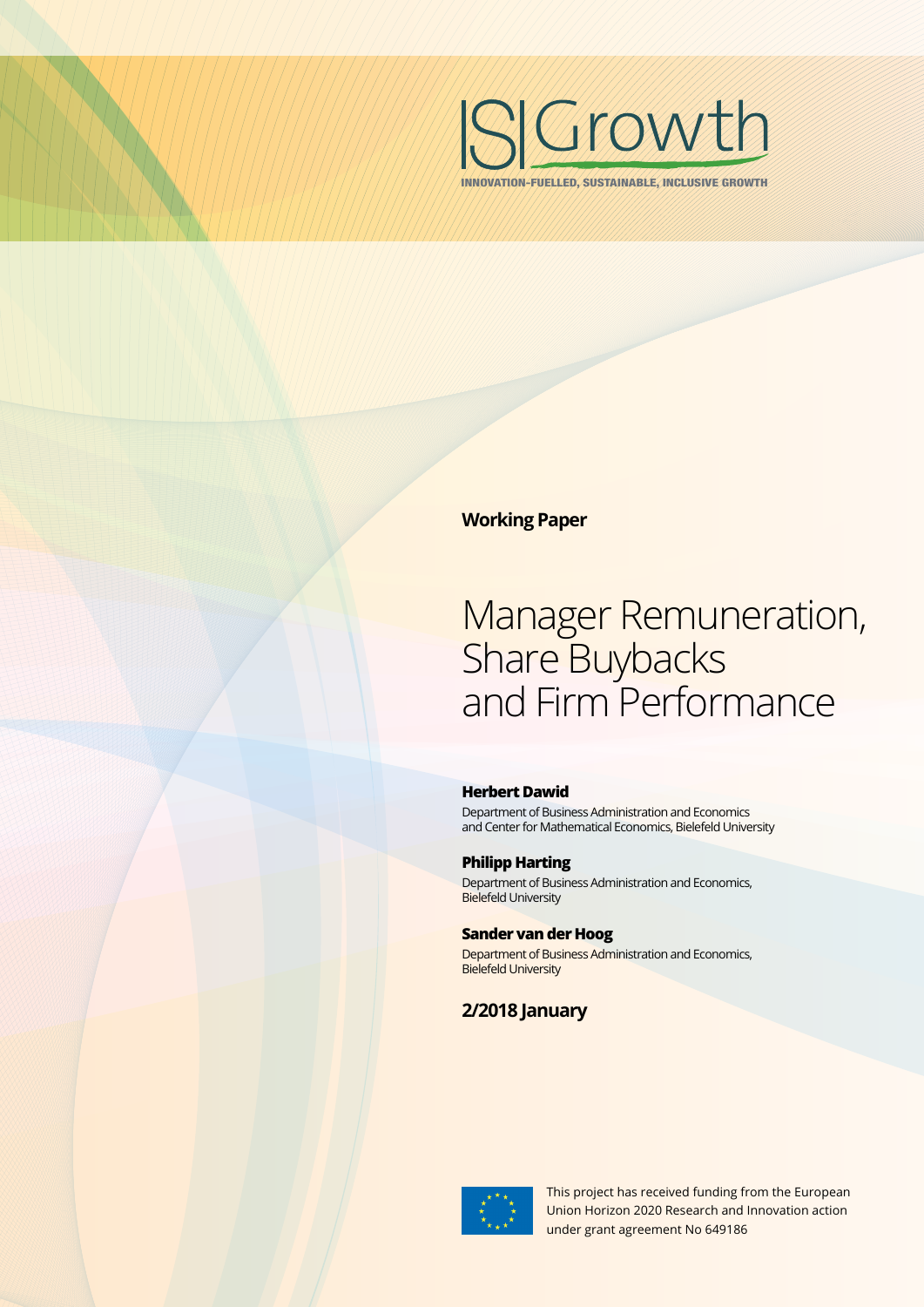IS Growth

INNOVATION-FUELLED, SUSTAINABLE, INCLUSIVE GROWTH

**Working Paper**

# Manager Remuneration, Share Buybacks and Firm Performance

**Herbert Dawid**

Department of Business Administration and Economics and Center for Mathematical Economics, Bielefeld University

**Philipp Harting**

Department of Business Administration and Economics, Bielefeld University

**Sander van der Hoog**

Department of Business Administration and Economics, Bielefeld University

**2/2018 January**

This project has received funding from the European Union Horizon 2020 Research and Innovation action under grant agreement No 649186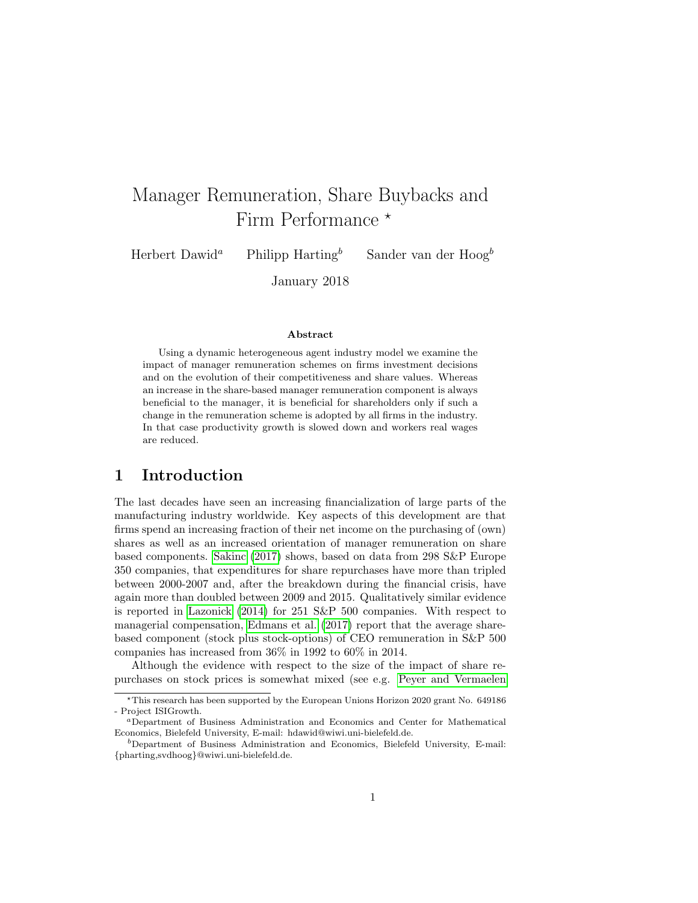# Manager Remuneration, Share Buybacks and Firm Performance $^{\star}$

Herbert Dawid[a] Philipp Harting[b] Sander van der Hoog[b]

January 2018

### Abstract

Using a dynamic heterogeneous agent industry model we examine the impact of manager remuneration schemes on firms investment decisions and on the evolution of their competitiveness and share values. Whereas an increase in the share-based manager remuneration component is always beneficial to the manager, it is beneficial for shareholders only if such a change in the remuneration scheme is adopted by all firms in the industry. In that case productivity growth is slowed down and workers real wages are reduced.

## 1 Introduction

The last decades have seen an increasing financialization of large parts of the manufacturing industry worldwide. Key aspects of this development are that firms spend an increasing fraction of their net income on the purchasing of (own) shares as well as an increased orientation of manager remuneration on share based components. Sakinc (2017) shows, based on data from 298 S&P Europe 350 companies, that expenditures for share repurchases have more than tripled between 2000-2007 and, after the breakdown during the financial crisis, have again more than doubled between 2009 and 2015. Qualitatively similar evidence is reported in Lazonick (2014) for 251 S&P 500 companies. With respect to managerial compensation, Edmans et al. (2017) report that the average share-based component (stock plus stock-options) of CEO remuneration in S&P 500 companies has increased from 36% in 1992 to 60% in 2014.

Although the evidence with respect to the size of the impact of share repurchases on stock prices is somewhat mixed (see e.g. Peyer and Vermaelen

---

$^{\star}$This research has been supported by the European Unions Horizon 2020 grant No. 649186 - Project ISIGrowth.

[a]Department of Business Administration and Economics and Center for Mathematical Economics, Bielefeld University, E-mail: hdawid@wiwi.uni-bielefeld.de.

[b]Department of Business Administration and Economics, Bielefeld University, E-mail: {pharting,svdhoog}@wiwi.uni-bielefeld.de.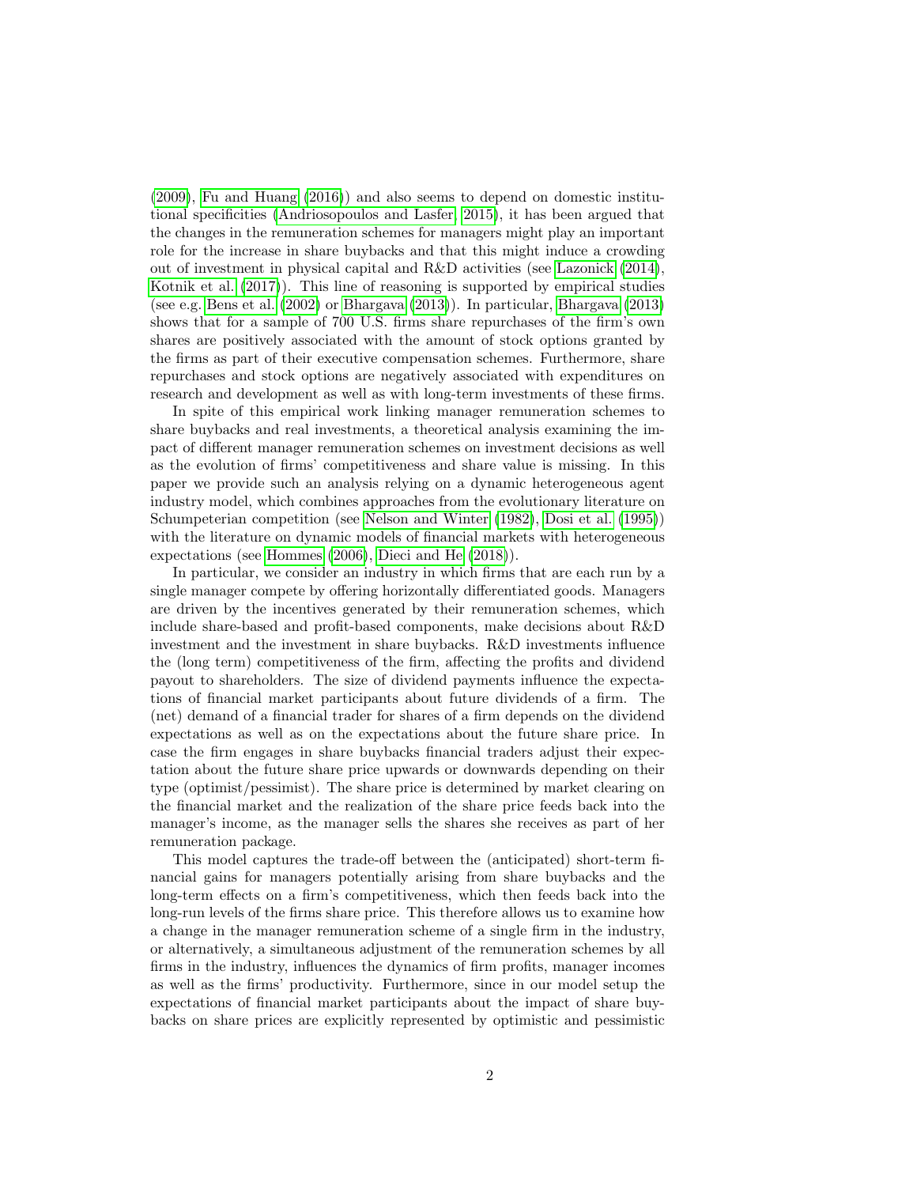(2009), Fu and Huang (2016)) and also seems to depend on domestic institutional specificities (Andriosopoulos and Lasfer, 2015), it has been argued that the changes in the remuneration schemes for managers might play an important role for the increase in share buybacks and that this might induce a crowding out of investment in physical capital and R&D activities (see Lazonick (2014), Kotnik et al. (2017)). This line of reasoning is supported by empirical studies (see e.g. Bens et al. (2002) or Bhargava (2013)). In particular, Bhargava (2013) shows that for a sample of 700 U.S. firms share repurchases of the firm's own shares are positively associated with the amount of stock options granted by the firms as part of their executive compensation schemes. Furthermore, share repurchases and stock options are negatively associated with expenditures on research and development as well as with long-term investments of these firms.

In spite of this empirical work linking manager remuneration schemes to share buybacks and real investments, a theoretical analysis examining the impact of different manager remuneration schemes on investment decisions as well as the evolution of firms' competitiveness and share value is missing. In this paper we provide such an analysis relying on a dynamic heterogeneous agent industry model, which combines approaches from the evolutionary literature on Schumpeterian competition (see Nelson and Winter (1982), Dosi et al. (1995)) with the literature on dynamic models of financial markets with heterogeneous expectations (see Hommes (2006), Dieci and He (2018)).

In particular, we consider an industry in which firms that are each run by a single manager compete by offering horizontally differentiated goods. Managers are driven by the incentives generated by their remuneration schemes, which include share-based and profit-based components, make decisions about R&D investment and the investment in share buybacks. R&D investments influence the (long term) competitiveness of the firm, affecting the profits and dividend payout to shareholders. The size of dividend payments influence the expectations of financial market participants about future dividends of a firm. The (net) demand of a financial trader for shares of a firm depends on the dividend expectations as well as on the expectations about the future share price. In case the firm engages in share buybacks financial traders adjust their expectation about the future share price upwards or downwards depending on their type (optimist/pessimist). The share price is determined by market clearing on the financial market and the realization of the share price feeds back into the manager's income, as the manager sells the shares she receives as part of her remuneration package.

This model captures the trade-off between the (anticipated) short-term financial gains for managers potentially arising from share buybacks and the long-term effects on a firm's competitiveness, which then feeds back into the long-run levels of the firms share price. This therefore allows us to examine how a change in the manager remuneration scheme of a single firm in the industry, or alternatively, a simultaneous adjustment of the remuneration schemes by all firms in the industry, influences the dynamics of firm profits, manager incomes as well as the firms' productivity. Furthermore, since in our model setup the expectations of financial market participants about the impact of share buybacks on share prices are explicitly represented by optimistic and pessimistic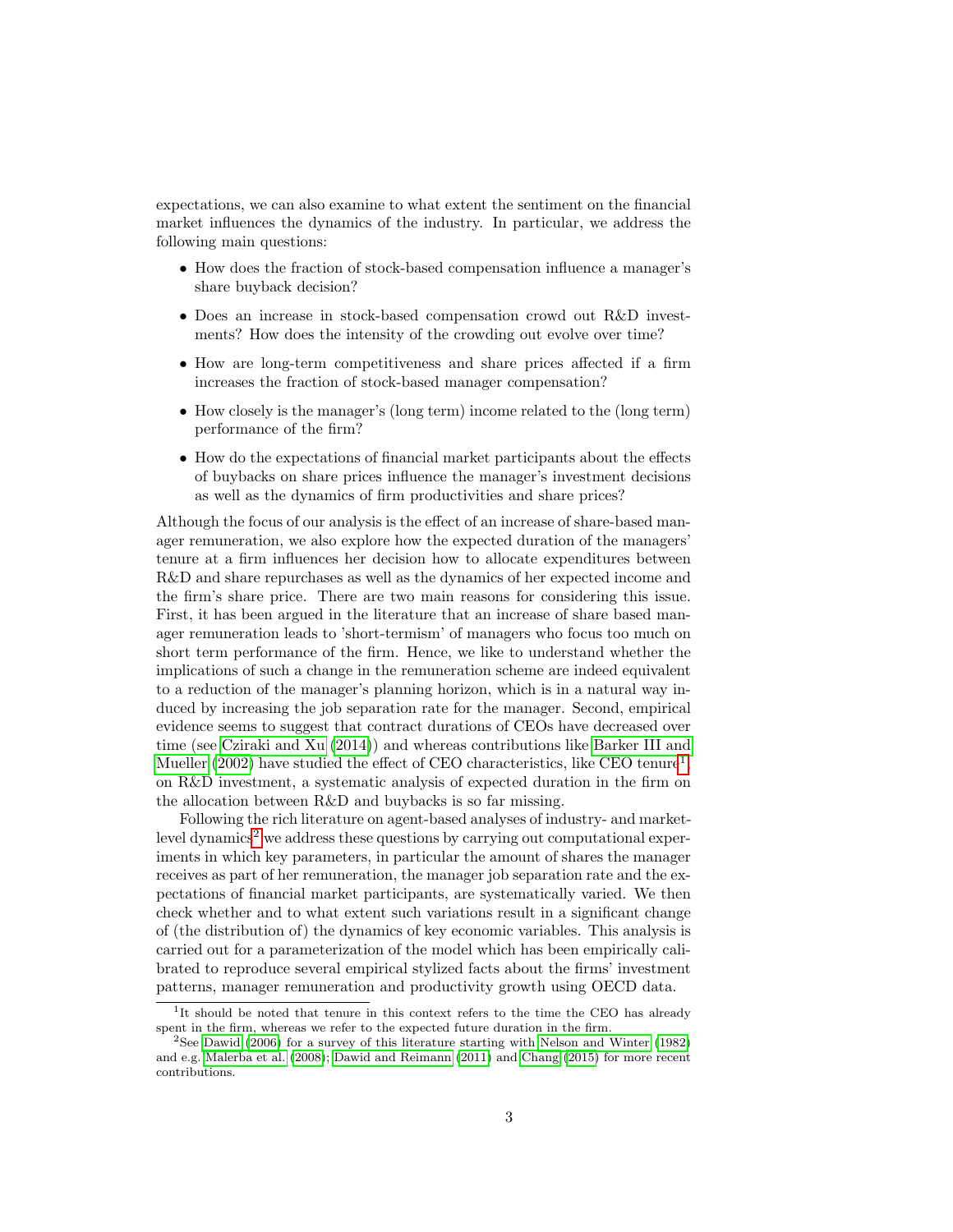expectations, we can also examine to what extent the sentiment on the financial market influences the dynamics of the industry. In particular, we address the following main questions:

- How does the fraction of stock-based compensation influence a manager's share buyback decision?
- Does an increase in stock-based compensation crowd out R&D investments? How does the intensity of the crowding out evolve over time?
- How are long-term competitiveness and share prices affected if a firm increases the fraction of stock-based manager compensation?
- How closely is the manager's (long term) income related to the (long term) performance of the firm?
- How do the expectations of financial market participants about the effects of buybacks on share prices influence the manager's investment decisions as well as the dynamics of firm productivities and share prices?

Although the focus of our analysis is the effect of an increase of share-based manager remuneration, we also explore how the expected duration of the managers' tenure at a firm influences her decision how to allocate expenditures between R&D and share repurchases as well as the dynamics of her expected income and the firm's share price. There are two main reasons for considering this issue. First, it has been argued in the literature that an increase of share based manager remuneration leads to 'short-termism' of managers who focus too much on short term performance of the firm. Hence, we like to understand whether the implications of such a change in the remuneration scheme are indeed equivalent to a reduction of the manager's planning horizon, which is in a natural way induced by increasing the job separation rate for the manager. Second, empirical evidence seems to suggest that contract durations of CEOs have decreased over time (see Cziraki and Xu (2014)) and whereas contributions like Barker III and Mueller (2002) have studied the effect of CEO characteristics, like CEO tenure[1], on R&D investment, a systematic analysis of expected duration in the firm on the allocation between R&D and buybacks is so far missing.

Following the rich literature on agent-based analyses of industry- and market-level dynamics[2] we address these questions by carrying out computational experiments in which key parameters, in particular the amount of shares the manager receives as part of her remuneration, the manager job separation rate and the expectations of financial market participants, are systematically varied. We then check whether and to what extent such variations result in a significant change of (the distribution of) the dynamics of key economic variables. This analysis is carried out for a parameterization of the model which has been empirically calibrated to reproduce several empirical stylized facts about the firms' investment patterns, manager remuneration and productivity growth using OECD data.

[1] It should be noted that tenure in this context refers to the time the CEO has already spent in the firm, whereas we refer to the expected future duration in the firm.

[2] See Dawid (2006) for a survey of this literature starting with Nelson and Winter (1982) and e.g. Malerba et al. (2008); Dawid and Reimann (2011) and Chang (2015) for more recent contributions.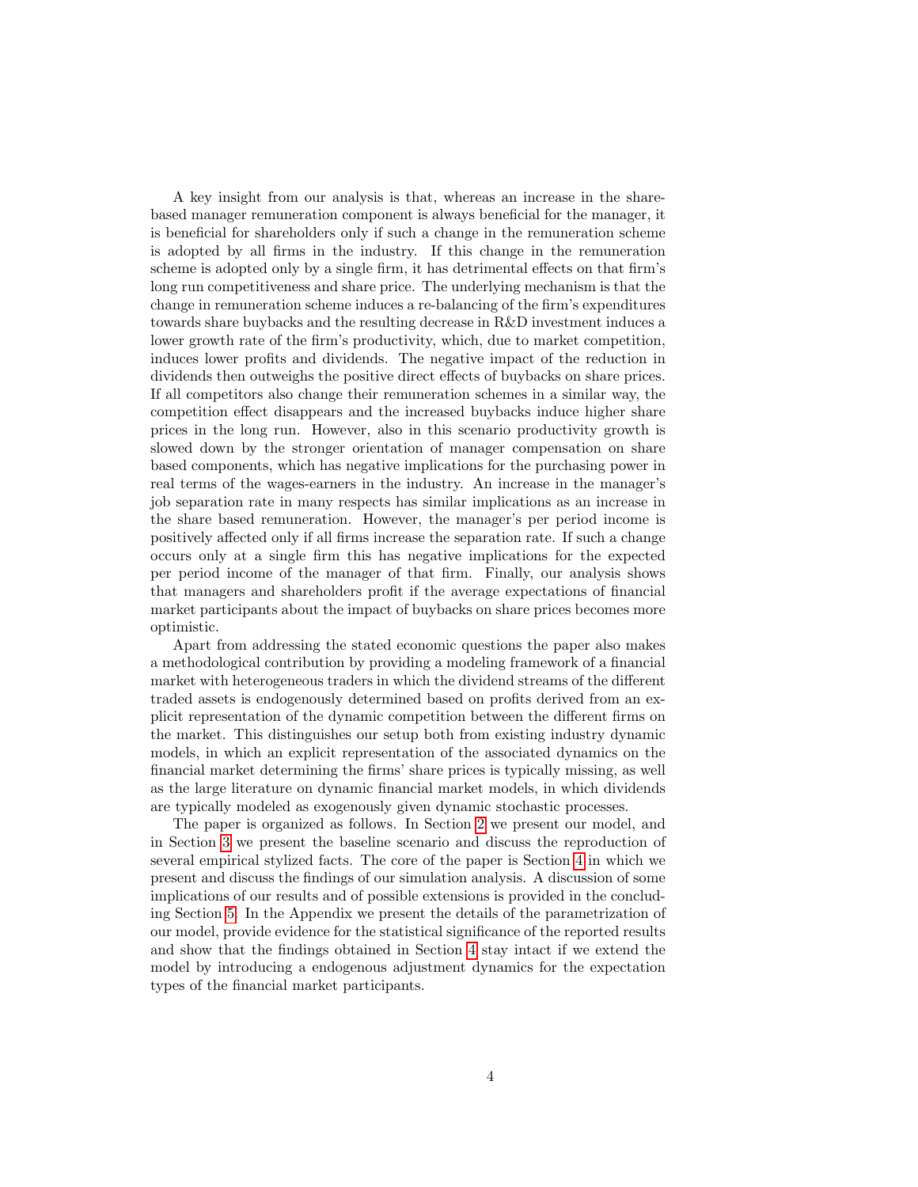A key insight from our analysis is that, whereas an increase in the share-based manager remuneration component is always beneficial for the manager, it is beneficial for shareholders only if such a change in the remuneration scheme is adopted by all firms in the industry. If this change in the remuneration scheme is adopted only by a single firm, it has detrimental effects on that firm's long run competitiveness and share price. The underlying mechanism is that the change in remuneration scheme induces a re-balancing of the firm's expenditures towards share buybacks and the resulting decrease in R&D investment induces a lower growth rate of the firm's productivity, which, due to market competition, induces lower profits and dividends. The negative impact of the reduction in dividends then outweighs the positive direct effects of buybacks on share prices. If all competitors also change their remuneration schemes in a similar way, the competition effect disappears and the increased buybacks induce higher share prices in the long run. However, also in this scenario productivity growth is slowed down by the stronger orientation of manager compensation on share based components, which has negative implications for the purchasing power in real terms of the wages-earners in the industry. An increase in the manager's job separation rate in many respects has similar implications as an increase in the share based remuneration. However, the manager's per period income is positively affected only if all firms increase the separation rate. If such a change occurs only at a single firm this has negative implications for the expected per period income of the manager of that firm. Finally, our analysis shows that managers and shareholders profit if the average expectations of financial market participants about the impact of buybacks on share prices becomes more optimistic.

Apart from addressing the stated economic questions the paper also makes a methodological contribution by providing a modeling framework of a financial market with heterogeneous traders in which the dividend streams of the different traded assets is endogenously determined based on profits derived from an explicit representation of the dynamic competition between the different firms on the market. This distinguishes our setup both from existing industry dynamic models, in which an explicit representation of the associated dynamics on the financial market determining the firms' share prices is typically missing, as well as the large literature on dynamic financial market models, in which dividends are typically modeled as exogenously given dynamic stochastic processes.

The paper is organized as follows. In Section 2 we present our model, and in Section 3 we present the baseline scenario and discuss the reproduction of several empirical stylized facts. The core of the paper is Section 4 in which we present and discuss the findings of our simulation analysis. A discussion of some implications of our results and of possible extensions is provided in the concluding Section 5. In the Appendix we present the details of the parametrization of our model, provide evidence for the statistical significance of the reported results and show that the findings obtained in Section 4 stay intact if we extend the model by introducing a endogenous adjustment dynamics for the expectation types of the financial market participants.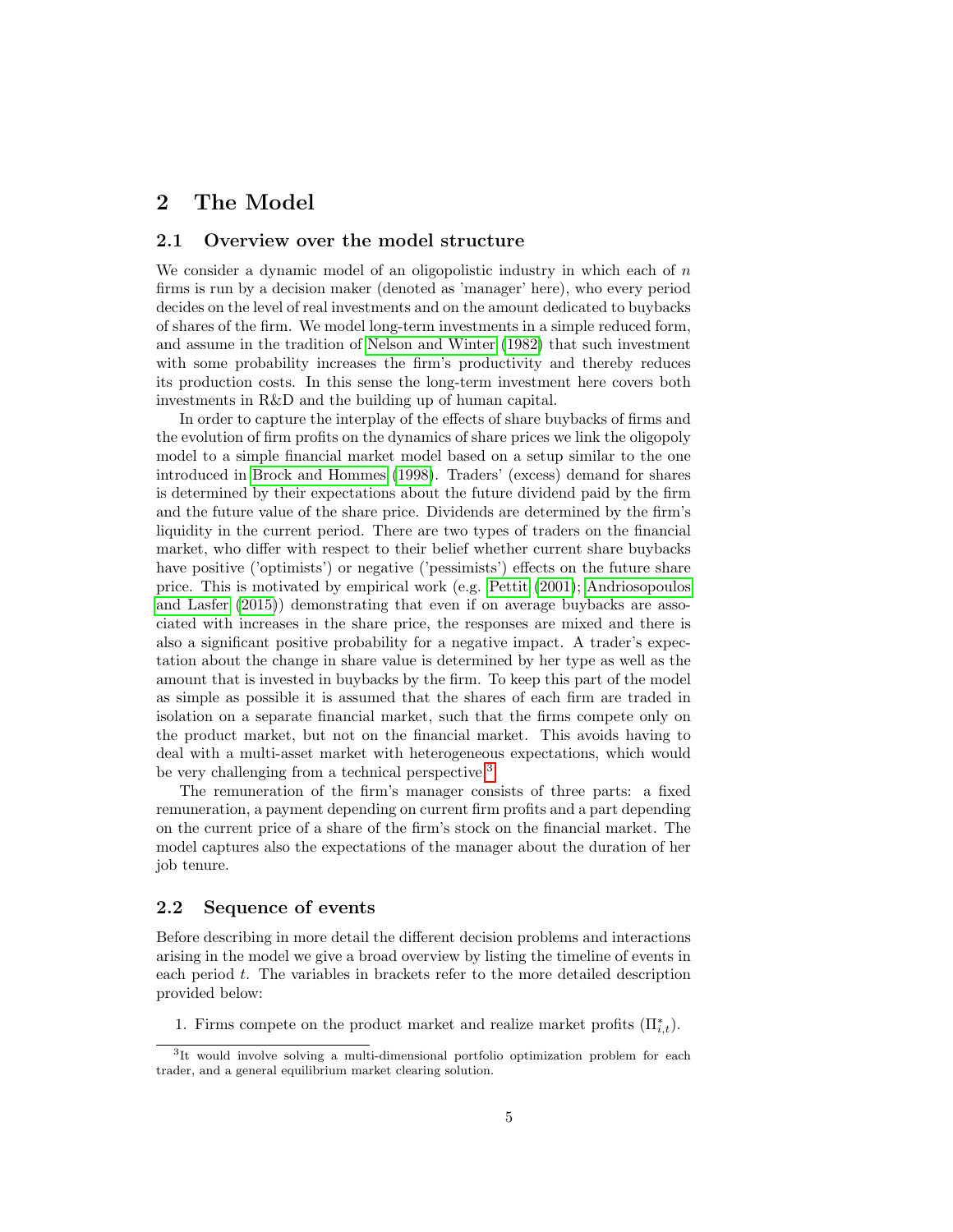# 2 The Model

## 2.1 Overview over the model structure

We consider a dynamic model of an oligopolistic industry in which each of $n$ firms is run by a decision maker (denoted as 'manager' here), who every period decides on the level of real investments and on the amount dedicated to buybacks of shares of the firm. We model long-term investments in a simple reduced form, and assume in the tradition of Nelson and Winter (1982) that such investment with some probability increases the firm's productivity and thereby reduces its production costs. In this sense the long-term investment here covers both investments in R&D and the building up of human capital.

In order to capture the interplay of the effects of share buybacks of firms and the evolution of firm profits on the dynamics of share prices we link the oligopoly model to a simple financial market model based on a setup similar to the one introduced in Brock and Hommes (1998). Traders' (excess) demand for shares is determined by their expectations about the future dividend paid by the firm and the future value of the share price. Dividends are determined by the firm's liquidity in the current period. There are two types of traders on the financial market, who differ with respect to their belief whether current share buybacks have positive ('optimists') or negative ('pessimists') effects on the future share price. This is motivated by empirical work (e.g. Pettit (2001); Andriosopoulos and Lasfer (2015)) demonstrating that even if on average buybacks are associated with increases in the share price, the responses are mixed and there is also a significant positive probability for a negative impact. A trader's expectation about the change in share value is determined by her type as well as the amount that is invested in buybacks by the firm. To keep this part of the model as simple as possible it is assumed that the shares of each firm are traded in isolation on a separate financial market, such that the firms compete only on the product market, but not on the financial market. This avoids having to deal with a multi-asset market with heterogeneous expectations, which would be very challenging from a technical perspective.[3]

The remuneration of the firm's manager consists of three parts: a fixed remuneration, a payment depending on current firm profits and a part depending on the current price of a share of the firm's stock on the financial market. The model captures also the expectations of the manager about the duration of her job tenure.

## 2.2 Sequence of events

Before describing in more detail the different decision problems and interactions arising in the model we give a broad overview by listing the timeline of events in each period $t$. The variables in brackets refer to the more detailed description provided below:

1. Firms compete on the product market and realize market profits ($\Pi^*_{i,t}$).

[3] It would involve solving a multi-dimensional portfolio optimization problem for each trader, and a general equilibrium market clearing solution.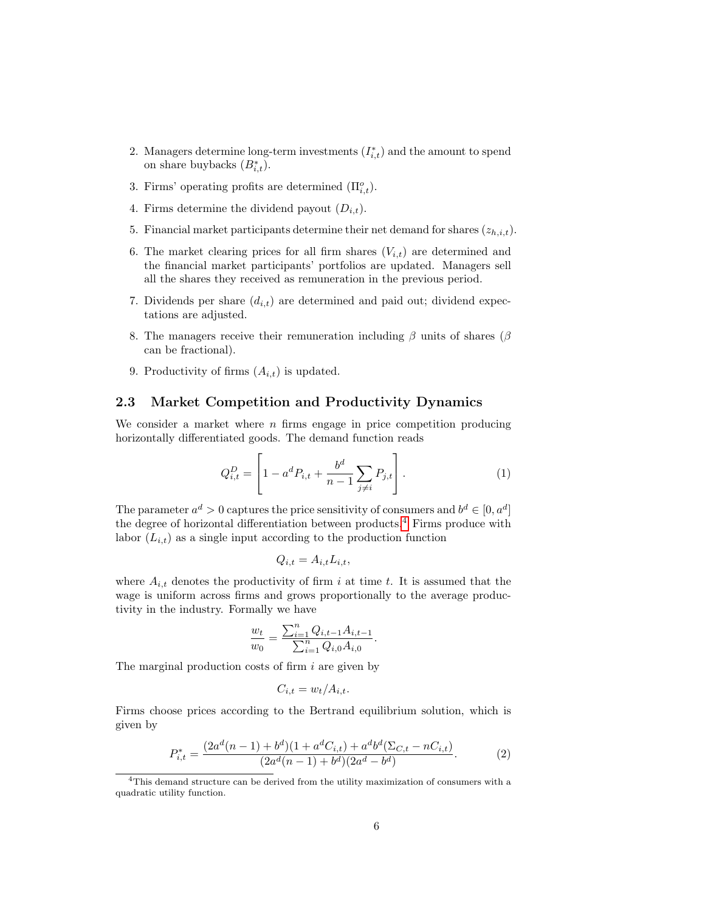2. Managers determine long-term investments ($I^*_{i,t}$) and the amount to spend on share buybacks ($B^*_{i,t}$).
3. Firms' operating profits are determined ($\Pi^o_{i,t}$).
4. Firms determine the dividend payout ($D_{i,t}$).
5. Financial market participants determine their net demand for shares ($z_{h,i,t}$).
6. The market clearing prices for all firm shares ($V_{i,t}$) are determined and the financial market participants' portfolios are updated. Managers sell all the shares they received as remuneration in the previous period.
7. Dividends per share ($d_{i,t}$) are determined and paid out; dividend expectations are adjusted.
8. The managers receive their remuneration including $\beta$ units of shares ($\beta$ can be fractional).
9. Productivity of firms ($A_{i,t}$) is updated.

## 2.3 Market Competition and Productivity Dynamics

We consider a market where $n$ firms engage in price competition producing horizontally differentiated goods. The demand function reads

$$Q^D_{i,t} = \left[1 - a^d P_{i,t} + \frac{b^d}{n-1}\sum_{j\neq i} P_{j,t}\right]. \tag{1}$$

The parameter $a^d > 0$ captures the price sensitivity of consumers and $b^d \in [0, a^d]$ the degree of horizontal differentiation between products.[4] Firms produce with labor ($L_{i,t}$) as a single input according to the production function

$$Q_{i,t} = A_{i,t} L_{i,t},$$

where $A_{i,t}$ denotes the productivity of firm $i$ at time $t$. It is assumed that the wage is uniform across firms and grows proportionally to the average productivity in the industry. Formally we have

$$\frac{w_t}{w_0} = \frac{\sum_{i=1}^n Q_{i,t-1} A_{i,t-1}}{\sum_{i=1}^n Q_{i,0} A_{i,0}}.$$

The marginal production costs of firm $i$ are given by

$$C_{i,t} = w_t / A_{i,t}.$$

Firms choose prices according to the Bertrand equilibrium solution, which is given by

$$P^*_{i,t} = \frac{(2a^d(n-1) + b^d)(1 + a^d C_{i,t}) + a^d b^d (\Sigma_{C,t} - nC_{i,t})}{(2a^d(n-1) + b^d)(2a^d - b^d)}. \tag{2}$$

[4] This demand structure can be derived from the utility maximization of consumers with a quadratic utility function.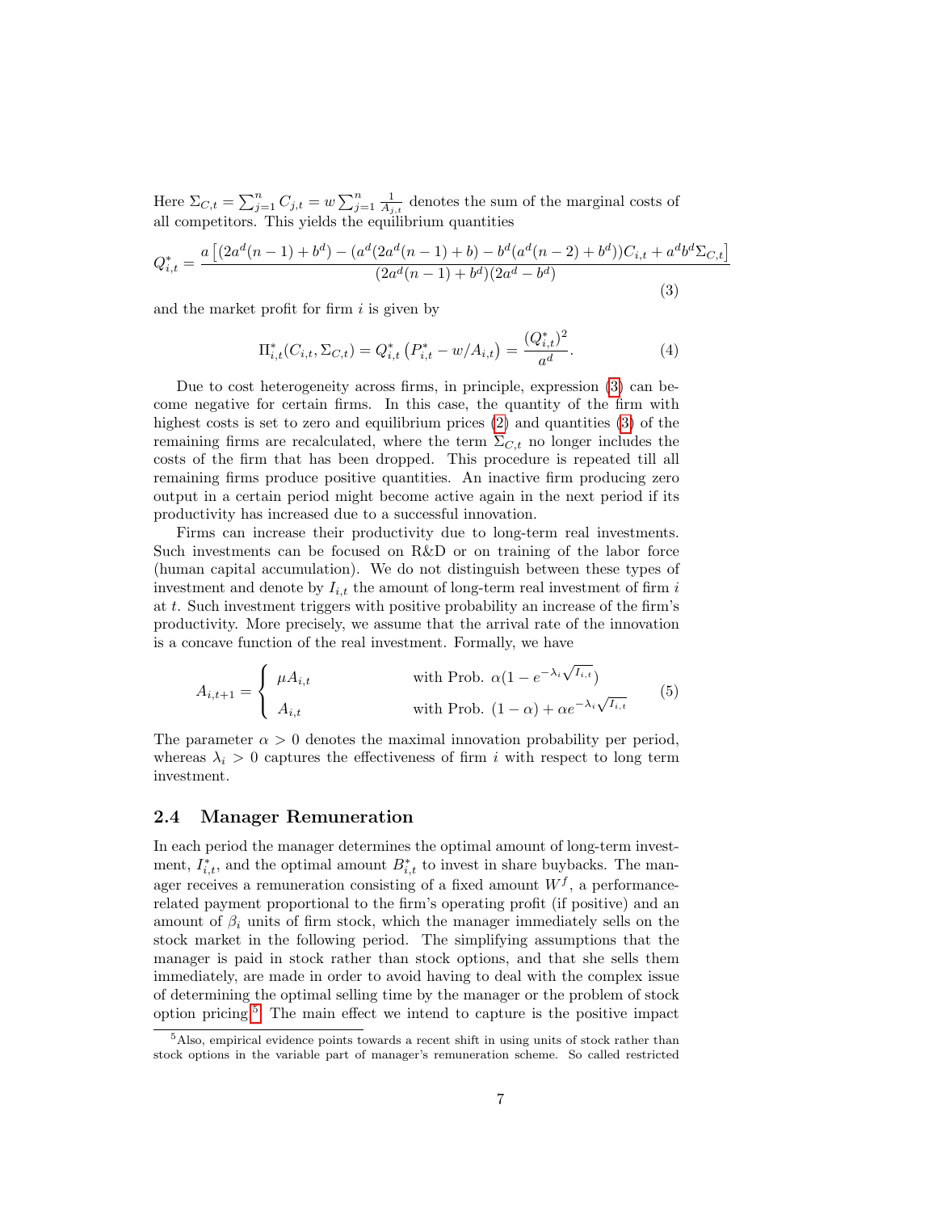Here $\Sigma_{C,t} = \sum_{j=1}^{n} C_{j,t} = w \sum_{j=1}^{n} \frac{1}{A_{j,t}}$ denotes the sum of the marginal costs of all competitors. This yields the equilibrium quantities

$$Q_{i,t}^* = \frac{a\left[(2a^d(n-1)+b^d) - (a^d(2a^d(n-1)+b) - b^d(a^d(n-2)+b^d))C_{i,t} + a^d b^d \Sigma_{C,t}\right]}{(2a^d(n-1)+b^d)(2a^d-b^d)} \tag{3}$$

and the market profit for firm $i$ is given by

$$\Pi_{i,t}^*(C_{i,t}, \Sigma_{C,t}) = Q_{i,t}^* \left(P_{i,t}^* - w/A_{i,t}\right) = \frac{(Q_{i,t}^*)^2}{a^d}. \tag{4}$$

Due to cost heterogeneity across firms, in principle, expression (3) can become negative for certain firms. In this case, the quantity of the firm with highest costs is set to zero and equilibrium prices (2) and quantities (3) of the remaining firms are recalculated, where the term $\Sigma_{C,t}$ no longer includes the costs of the firm that has been dropped. This procedure is repeated till all remaining firms produce positive quantities. An inactive firm producing zero output in a certain period might become active again in the next period if its productivity has increased due to a successful innovation.

Firms can increase their productivity due to long-term real investments. Such investments can be focused on R&D or on training of the labor force (human capital accumulation). We do not distinguish between these types of investment and denote by $I_{i,t}$ the amount of long-term real investment of firm $i$ at $t$. Such investment triggers with positive probability an increase of the firm's productivity. More precisely, we assume that the arrival rate of the innovation is a concave function of the real investment. Formally, we have

$$A_{i,t+1} = \begin{cases} \mu A_{i,t} & \text{with Prob. } \alpha(1 - e^{-\lambda_i \sqrt{I_{i,t}}}) \\ A_{i,t} & \text{with Prob. } (1-\alpha) + \alpha e^{-\lambda_i \sqrt{I_{i,t}}} \end{cases} \tag{5}$$

The parameter $\alpha > 0$ denotes the maximal innovation probability per period, whereas $\lambda_i > 0$ captures the effectiveness of firm $i$ with respect to long term investment.

## 2.4 Manager Remuneration

In each period the manager determines the optimal amount of long-term investment, $I_{i,t}^*$, and the optimal amount $B_{i,t}^*$ to invest in share buybacks. The manager receives a remuneration consisting of a fixed amount $W^f$, a performance-related payment proportional to the firm's operating profit (if positive) and an amount of $\beta_i$ units of firm stock, which the manager immediately sells on the stock market in the following period. The simplifying assumptions that the manager is paid in stock rather than stock options, and that she sells them immediately, are made in order to avoid having to deal with the complex issue of determining the optimal selling time by the manager or the problem of stock option pricing.[5] The main effect we intend to capture is the positive impact

[5] Also, empirical evidence points towards a recent shift in using units of stock rather than stock options in the variable part of manager's remuneration scheme. So called restricted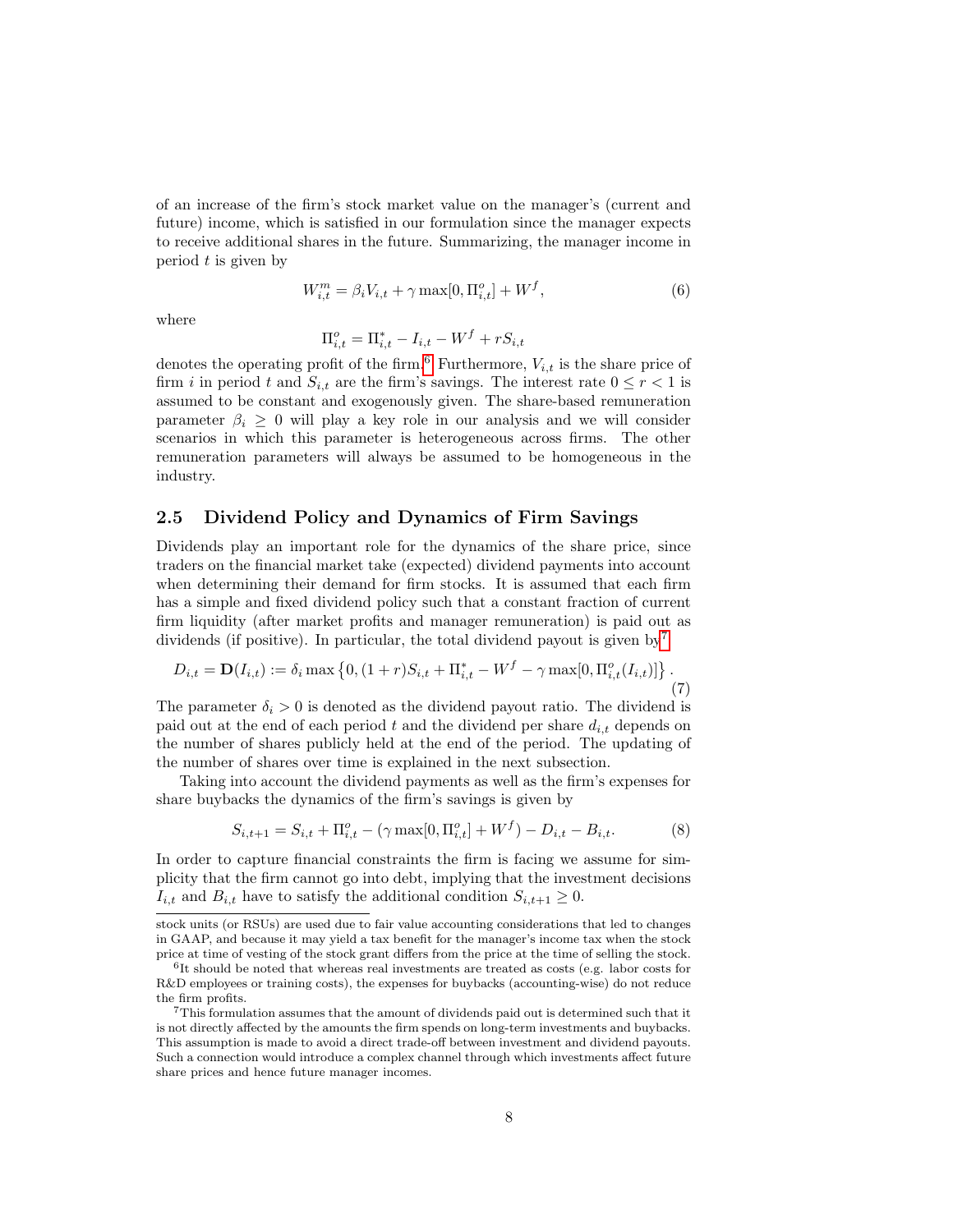of an increase of the firm's stock market value on the manager's (current and future) income, which is satisfied in our formulation since the manager expects to receive additional shares in the future. Summarizing, the manager income in period $t$ is given by

$$W^m_{i,t} = \beta_i V_{i,t} + \gamma \max[0, \Pi^o_{i,t}] + W^f, \tag{6}$$

where

$$\Pi^o_{i,t} = \Pi^*_{i,t} - I_{i,t} - W^f + rS_{i,t}$$

denotes the operating profit of the firm.[6] Furthermore, $V_{i,t}$ is the share price of firm $i$ in period $t$ and $S_{i,t}$ are the firm's savings. The interest rate $0 \leq r < 1$ is assumed to be constant and exogenously given. The share-based remuneration parameter $\beta_i \geq 0$ will play a key role in our analysis and we will consider scenarios in which this parameter is heterogeneous across firms. The other remuneration parameters will always be assumed to be homogeneous in the industry.

## 2.5 Dividend Policy and Dynamics of Firm Savings

Dividends play an important role for the dynamics of the share price, since traders on the financial market take (expected) dividend payments into account when determining their demand for firm stocks. It is assumed that each firm has a simple and fixed dividend policy such that a constant fraction of current firm liquidity (after market profits and manager remuneration) is paid out as dividends (if positive). In particular, the total dividend payout is given by[7]

$$D_{i,t} = \mathbf{D}(I_{i,t}) := \delta_i \max\left\{0, (1+r)S_{i,t} + \Pi^*_{i,t} - W^f - \gamma \max[0, \Pi^o_{i,t}(I_{i,t})]\right\}. \tag{7}$$

The parameter $\delta_i > 0$ is denoted as the dividend payout ratio. The dividend is paid out at the end of each period $t$ and the dividend per share $d_{i,t}$ depends on the number of shares publicly held at the end of the period. The updating of the number of shares over time is explained in the next subsection.

Taking into account the dividend payments as well as the firm's expenses for share buybacks the dynamics of the firm's savings is given by

$$S_{i,t+1} = S_{i,t} + \Pi^o_{i,t} - (\gamma \max[0, \Pi^o_{i,t}] + W^f) - D_{i,t} - B_{i,t}. \tag{8}$$

In order to capture financial constraints the firm is facing we assume for simplicity that the firm cannot go into debt, implying that the investment decisions $I_{i,t}$ and $B_{i,t}$ have to satisfy the additional condition $S_{i,t+1} \geq 0$.

---

stock units (or RSUs) are used due to fair value accounting considerations that led to changes in GAAP, and because it may yield a tax benefit for the manager's income tax when the stock price at time of vesting of the stock grant differs from the price at the time of selling the stock.

[6] It should be noted that whereas real investments are treated as costs (e.g. labor costs for R&D employees or training costs), the expenses for buybacks (accounting-wise) do not reduce the firm profits.

[7] This formulation assumes that the amount of dividends paid out is determined such that it is not directly affected by the amounts the firm spends on long-term investments and buybacks. This assumption is made to avoid a direct trade-off between investment and dividend payouts. Such a connection would introduce a complex channel through which investments affect future share prices and hence future manager incomes.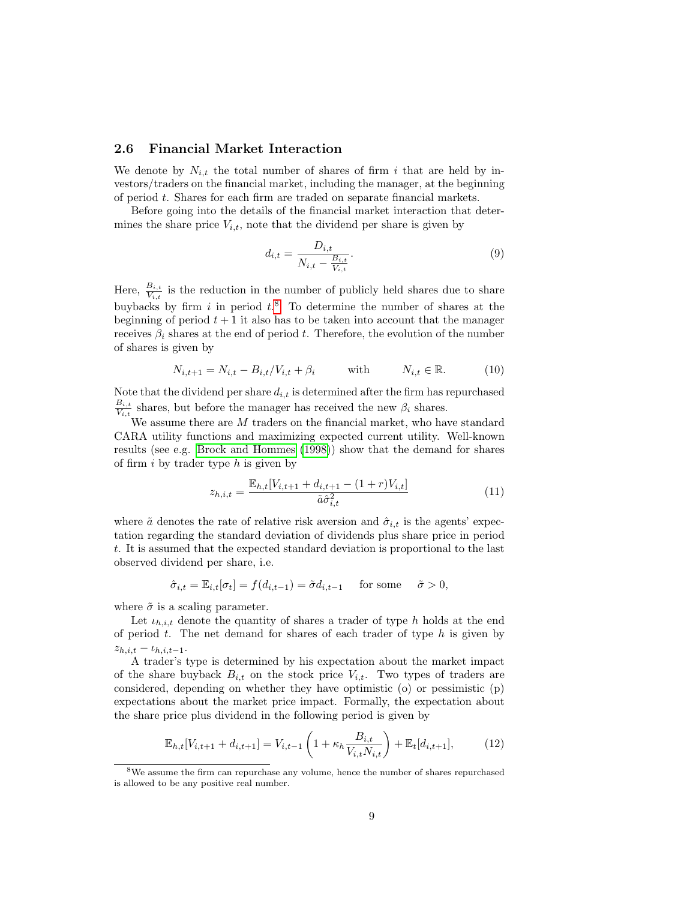### 2.6 Financial Market Interaction

We denote by $N_{i,t}$ the total number of shares of firm $i$ that are held by investors/traders on the financial market, including the manager, at the beginning of period $t$. Shares for each firm are traded on separate financial markets.

Before going into the details of the financial market interaction that determines the share price $V_{i,t}$, note that the dividend per share is given by

$$d_{i,t} = \frac{D_{i,t}}{N_{i,t} - \frac{B_{i,t}}{V_{i,t}}}. \tag{9}$$

Here, $\frac{B_{i,t}}{V_{i,t}}$ is the reduction in the number of publicly held shares due to share buybacks by firm $i$ in period $t$.[8] To determine the number of shares at the beginning of period $t+1$ it also has to be taken into account that the manager receives $\beta_i$ shares at the end of period $t$. Therefore, the evolution of the number of shares is given by

$$N_{i,t+1} = N_{i,t} - B_{i,t}/V_{i,t} + \beta_i \qquad \text{with} \qquad N_{i,t} \in \mathbb{R}. \tag{10}$$

Note that the dividend per share $d_{i,t}$ is determined after the firm has repurchased $\frac{B_{i,t}}{V_{i,t}}$ shares, but before the manager has received the new $\beta_i$ shares.

We assume there are $M$ traders on the financial market, who have standard CARA utility functions and maximizing expected current utility. Well-known results (see e.g. Brock and Hommes (1998)) show that the demand for shares of firm $i$ by trader type $h$ is given by

$$z_{h,i,t} = \frac{\mathbb{E}_{h,t}[V_{i,t+1} + d_{i,t+1} - (1+r)V_{i,t}]}{\tilde{a}\hat{\sigma}_{i,t}^2} \tag{11}$$

where $\tilde{a}$ denotes the rate of relative risk aversion and $\hat{\sigma}_{i,t}$ is the agents' expectation regarding the standard deviation of dividends plus share price in period $t$. It is assumed that the expected standard deviation is proportional to the last observed dividend per share, i.e.

$$\hat{\sigma}_{i,t} = \mathbb{E}_{i,t}[\sigma_t] = f(d_{i,t-1}) = \tilde{\sigma} d_{i,t-1} \quad \text{for some} \quad \tilde{\sigma} > 0,$$

where $\tilde{\sigma}$ is a scaling parameter.

Let $\iota_{h,i,t}$ denote the quantity of shares a trader of type $h$ holds at the end of period $t$. The net demand for shares of each trader of type $h$ is given by $z_{h,i,t} - \iota_{h,i,t-1}$.

A trader's type is determined by his expectation about the market impact of the share buyback $B_{i,t}$ on the stock price $V_{i,t}$. Two types of traders are considered, depending on whether they have optimistic (o) or pessimistic (p) expectations about the market price impact. Formally, the expectation about the share price plus dividend in the following period is given by

$$\mathbb{E}_{h,t}[V_{i,t+1} + d_{i,t+1}] = V_{i,t-1}\left(1 + \kappa_h \frac{B_{i,t}}{V_{i,t}N_{i,t}}\right) + \mathbb{E}_t[d_{i,t+1}], \tag{12}$$

[8] We assume the firm can repurchase any volume, hence the number of shares repurchased is allowed to be any positive real number.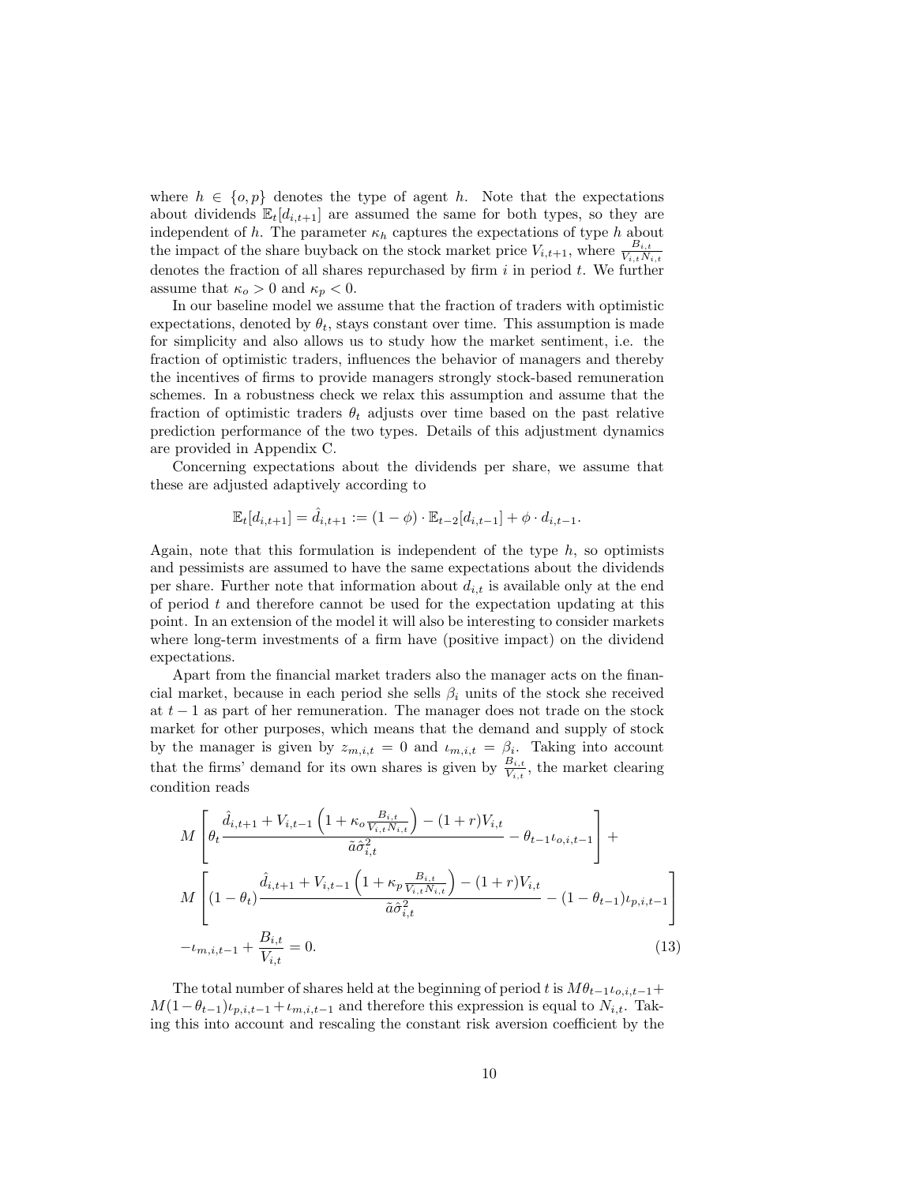where $h \in \{o, p\}$ denotes the type of agent $h$. Note that the expectations about dividends $\mathbb{E}_t[d_{i,t+1}]$ are assumed the same for both types, so they are independent of $h$. The parameter $\kappa_h$ captures the expectations of type $h$ about the impact of the share buyback on the stock market price $V_{i,t+1}$, where $\frac{B_{i,t}}{V_{i,t}N_{i,t}}$ denotes the fraction of all shares repurchased by firm $i$ in period $t$. We further assume that $\kappa_o > 0$ and $\kappa_p < 0$.

In our baseline model we assume that the fraction of traders with optimistic expectations, denoted by $\theta_t$, stays constant over time. This assumption is made for simplicity and also allows us to study how the market sentiment, i.e. the fraction of optimistic traders, influences the behavior of managers and thereby the incentives of firms to provide managers strongly stock-based remuneration schemes. In a robustness check we relax this assumption and assume that the fraction of optimistic traders $\theta_t$ adjusts over time based on the past relative prediction performance of the two types. Details of this adjustment dynamics are provided in Appendix C.

Concerning expectations about the dividends per share, we assume that these are adjusted adaptively according to

$$\mathbb{E}_t[d_{i,t+1}] = \hat{d}_{i,t+1} := (1-\phi) \cdot \mathbb{E}_{t-2}[d_{i,t-1}] + \phi \cdot d_{i,t-1}.$$

Again, note that this formulation is independent of the type $h$, so optimists and pessimists are assumed to have the same expectations about the dividends per share. Further note that information about $d_{i,t}$ is available only at the end of period $t$ and therefore cannot be used for the expectation updating at this point. In an extension of the model it will also be interesting to consider markets where long-term investments of a firm have (positive impact) on the dividend expectations.

Apart from the financial market traders also the manager acts on the financial market, because in each period she sells $\beta_i$ units of the stock she received at $t-1$ as part of her remuneration. The manager does not trade on the stock market for other purposes, which means that the demand and supply of stock by the manager is given by $z_{m,i,t} = 0$ and $\iota_{m,i,t} = \beta_i$. Taking into account that the firms' demand for its own shares is given by $\frac{B_{i,t}}{V_{i,t}}$, the market clearing condition reads

$$\begin{aligned}
&M\left[\theta_t \frac{\hat{d}_{i,t+1} + V_{i,t-1}\left(1 + \kappa_o \frac{B_{i,t}}{V_{i,t}N_{i,t}}\right) - (1+r)V_{i,t}}{\tilde{a}\hat{\sigma}^2_{i,t}} - \theta_{t-1}\iota_{o,i,t-1}\right] + \\
&M\left[(1-\theta_t) \frac{\hat{d}_{i,t+1} + V_{i,t-1}\left(1 + \kappa_p \frac{B_{i,t}}{V_{i,t}N_{i,t}}\right) - (1+r)V_{i,t}}{\tilde{a}\hat{\sigma}^2_{i,t}} - (1-\theta_{t-1})\iota_{p,i,t-1}\right] \\
&-\iota_{m,i,t-1} + \frac{B_{i,t}}{V_{i,t}} = 0. \qquad (13)
\end{aligned}$$

The total number of shares held at the beginning of period $t$ is $M\theta_{t-1}\iota_{o,i,t-1} + M(1-\theta_{t-1})\iota_{p,i,t-1} + \iota_{m,i,t-1}$ and therefore this expression is equal to $N_{i,t}$. Taking this into account and rescaling the constant risk aversion coefficient by the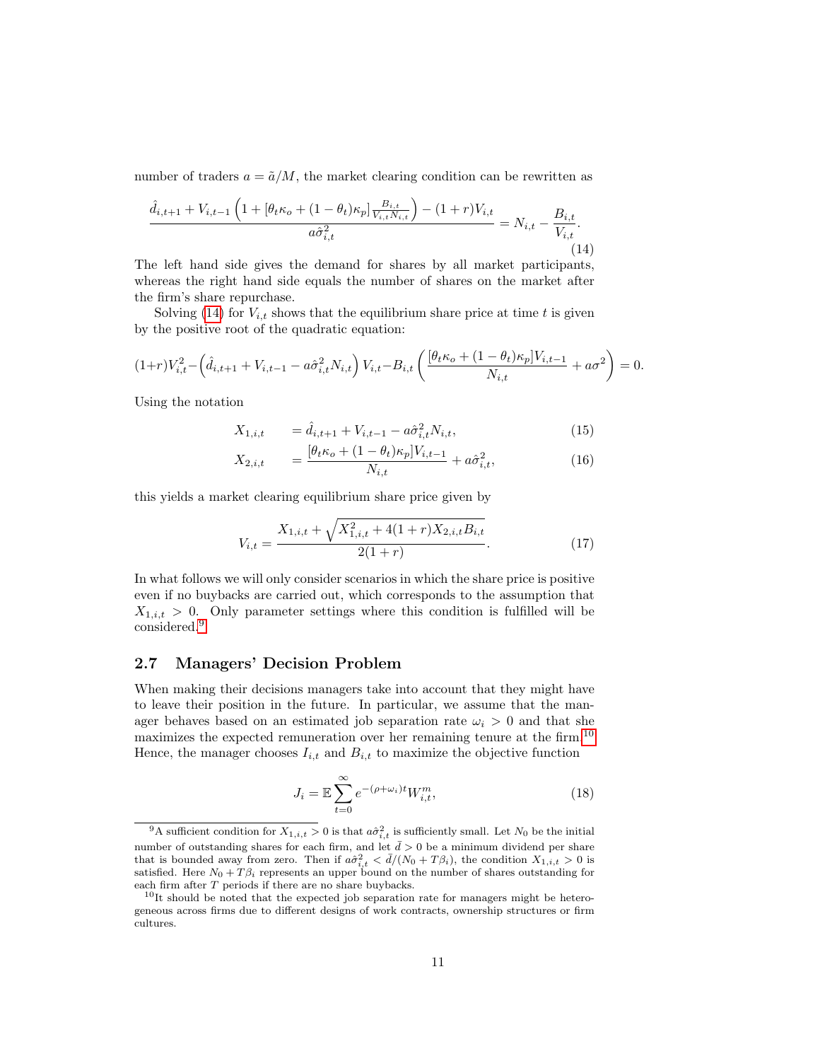number of traders $a = \tilde{a}/M$, the market clearing condition can be rewritten as

$$\frac{\hat{d}_{i,t+1} + V_{i,t-1}\left(1 + [\theta_t \kappa_o + (1-\theta_t)\kappa_p]\frac{B_{i,t}}{V_{i,t}N_{i,t}}\right) - (1+r)V_{i,t}}{a\hat{\sigma}^2_{i,t}} = N_{i,t} - \frac{B_{i,t}}{V_{i,t}}. \tag{14}$$

The left hand side gives the demand for shares by all market participants, whereas the right hand side equals the number of shares on the market after the firm's share repurchase.

Solving (14) for $V_{i,t}$ shows that the equilibrium share price at time $t$ is given by the positive root of the quadratic equation:

$$(1+r)V_{i,t}^2 - \left(\hat{d}_{i,t+1} + V_{i,t-1} - a\hat{\sigma}^2_{i,t}N_{i,t}\right)V_{i,t} - B_{i,t}\left(\frac{[\theta_t\kappa_o + (1-\theta_t)\kappa_p]V_{i,t-1}}{N_{i,t}} + a\sigma^2\right) = 0.$$

Using the notation

$$X_{1,i,t} = \hat{d}_{i,t+1} + V_{i,t-1} - a\hat{\sigma}^2_{i,t}N_{i,t}, \tag{15}$$

$$X_{2,i,t} = \frac{[\theta_t\kappa_o + (1-\theta_t)\kappa_p]V_{i,t-1}}{N_{i,t}} + a\hat{\sigma}^2_{i,t}, \tag{16}$$

this yields a market clearing equilibrium share price given by

$$V_{i,t} = \frac{X_{1,i,t} + \sqrt{X_{1,i,t}^2 + 4(1+r)X_{2,i,t}B_{i,t}}}{2(1+r)}. \tag{17}$$

In what follows we will only consider scenarios in which the share price is positive even if no buybacks are carried out, which corresponds to the assumption that $X_{1,i,t} > 0$. Only parameter settings where this condition is fulfilled will be considered.[9]

## 2.7 Managers' Decision Problem

When making their decisions managers take into account that they might have to leave their position in the future. In particular, we assume that the manager behaves based on an estimated job separation rate $\omega_i > 0$ and that she maximizes the expected remuneration over her remaining tenure at the firm.[10] Hence, the manager chooses $I_{i,t}$ and $B_{i,t}$ to maximize the objective function

$$J_i = \mathbb{E}\sum_{t=0}^{\infty} e^{-(\rho+\omega_i)t}W^m_{i,t}, \tag{18}$$

[9] A sufficient condition for $X_{1,i,t} > 0$ is that $a\hat{\sigma}^2_{i,t}$ is sufficiently small. Let $N_0$ be the initial number of outstanding shares for each firm, and let $\bar{d} > 0$ be a minimum dividend per share that is bounded away from zero. Then if $a\hat{\sigma}^2_{i,t} < \bar{d}/(N_0 + T\beta_i)$, the condition $X_{1,i,t} > 0$ is satisfied. Here $N_0 + T\beta_i$ represents an upper bound on the number of shares outstanding for each firm after $T$ periods if there are no share buybacks.

[10] It should be noted that the expected job separation rate for managers might be heterogeneous across firms due to different designs of work contracts, ownership structures or firm cultures.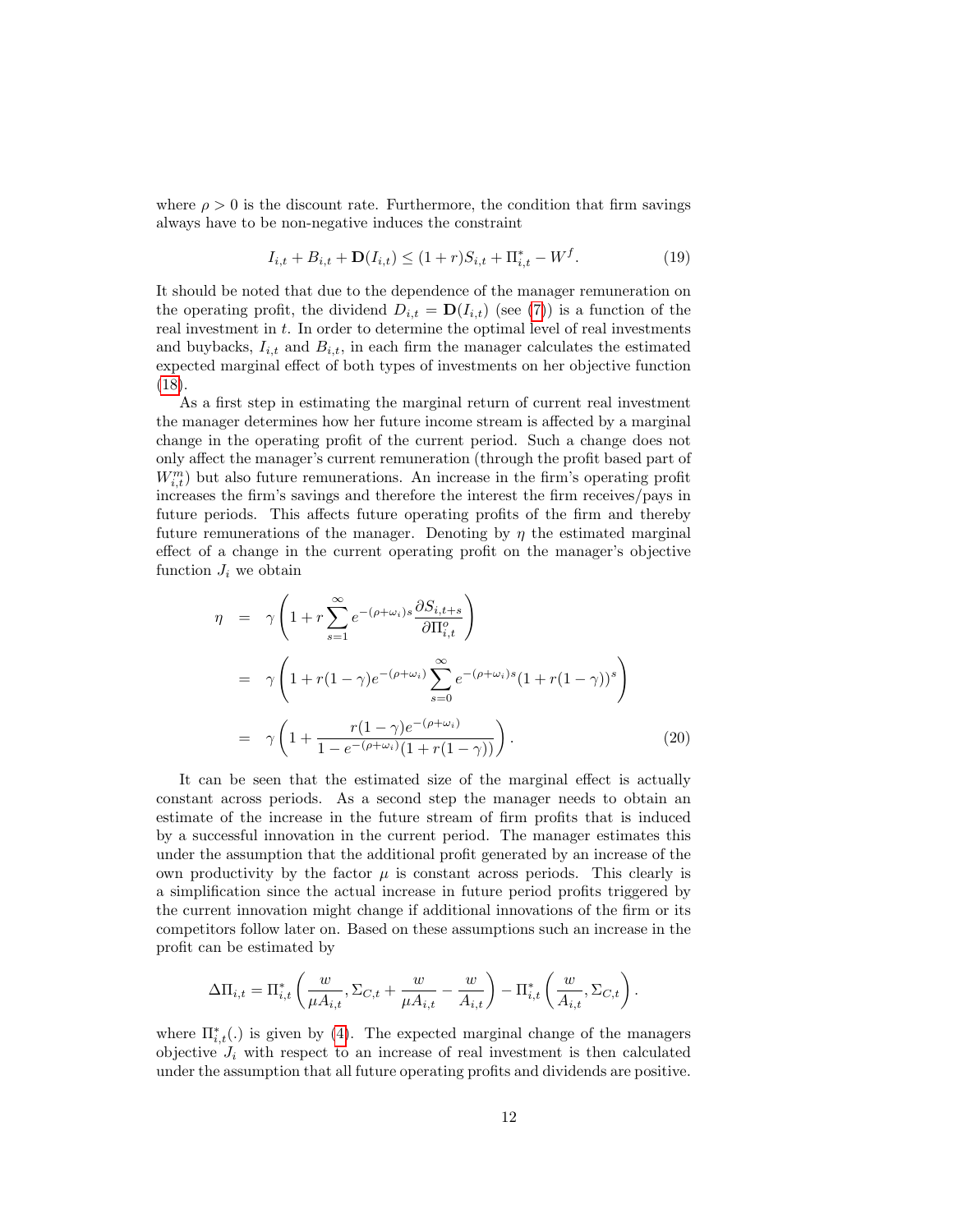where $\rho > 0$ is the discount rate. Furthermore, the condition that firm savings always have to be non-negative induces the constraint

$$I_{i,t} + B_{i,t} + \mathbf{D}(I_{i,t}) \leq (1+r)S_{i,t} + \Pi^*_{i,t} - W^f. \tag{19}$$

It should be noted that due to the dependence of the manager remuneration on the operating profit, the dividend $D_{i,t} = \mathbf{D}(I_{i,t})$ (see (7)) is a function of the real investment in $t$. In order to determine the optimal level of real investments and buybacks, $I_{i,t}$ and $B_{i,t}$, in each firm the manager calculates the estimated expected marginal effect of both types of investments on her objective function (18).

As a first step in estimating the marginal return of current real investment the manager determines how her future income stream is affected by a marginal change in the operating profit of the current period. Such a change does not only affect the manager's current remuneration (through the profit based part of $W^m_{i,t}$) but also future remunerations. An increase in the firm's operating profit increases the firm's savings and therefore the interest the firm receives/pays in future periods. This affects future operating profits of the firm and thereby future remunerations of the manager. Denoting by $\eta$ the estimated marginal effect of a change in the current operating profit on the manager's objective function $J_i$ we obtain

$$\begin{aligned}
\eta &= \gamma \left( 1 + r \sum_{s=1}^{\infty} e^{-(\rho+\omega_i)s} \frac{\partial S_{i,t+s}}{\partial \Pi^o_{i,t}} \right) \\
&= \gamma \left( 1 + r(1-\gamma) e^{-(\rho+\omega_i)} \sum_{s=0}^{\infty} e^{-(\rho+\omega_i)s} (1 + r(1-\gamma))^s \right) \\
&= \gamma \left( 1 + \frac{r(1-\gamma)e^{-(\rho+\omega_i)}}{1 - e^{-(\rho+\omega_i)}(1 + r(1-\gamma))} \right). \qquad (20)
\end{aligned}$$

It can be seen that the estimated size of the marginal effect is actually constant across periods. As a second step the manager needs to obtain an estimate of the increase in the future stream of firm profits that is induced by a successful innovation in the current period. The manager estimates this under the assumption that the additional profit generated by an increase of the own productivity by the factor $\mu$ is constant across periods. This clearly is a simplification since the actual increase in future period profits triggered by the current innovation might change if additional innovations of the firm or its competitors follow later on. Based on these assumptions such an increase in the profit can be estimated by

$$\Delta\Pi_{i,t} = \Pi^*_{i,t}\left( \frac{w}{\mu A_{i,t}}, \Sigma_{C,t} + \frac{w}{\mu A_{i,t}} - \frac{w}{A_{i,t}} \right) - \Pi^*_{i,t}\left( \frac{w}{A_{i,t}}, \Sigma_{C,t} \right).$$

where $\Pi^*_{i,t}(.)$ is given by (4). The expected marginal change of the managers objective $J_i$ with respect to an increase of real investment is then calculated under the assumption that all future operating profits and dividends are positive.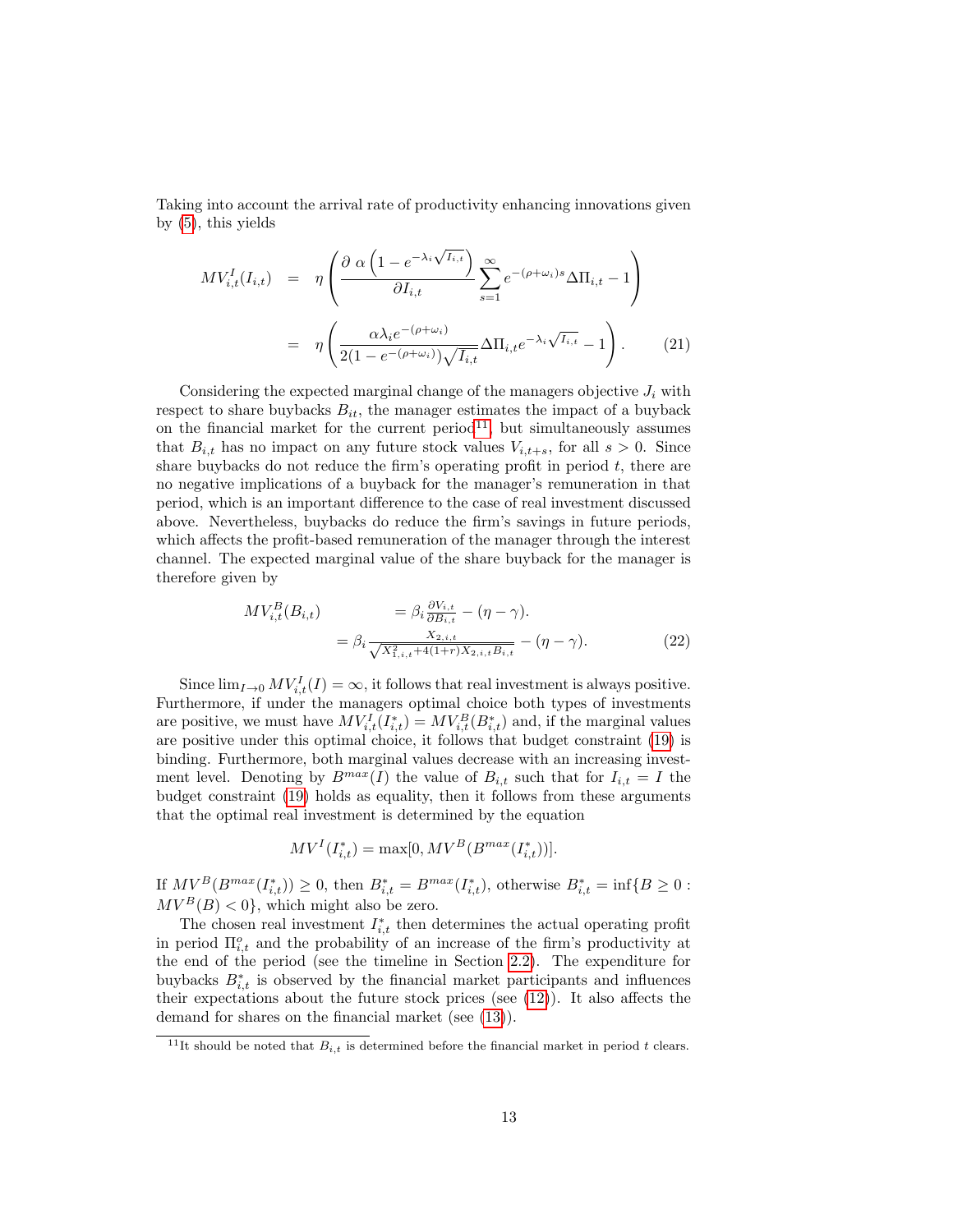Taking into account the arrival rate of productivity enhancing innovations given by (5), this yields

$$
\begin{aligned}
MV^{I}_{i,t}(I_{i,t}) &= \eta \left( \frac{\partial \ \alpha \left(1 - e^{-\lambda_i \sqrt{I_{i,t}}}\right)}{\partial I_{i,t}} \sum_{s=1}^{\infty} e^{-(\rho+\omega_i)s} \Delta\Pi_{i,t} - 1 \right) \\
&= \eta \left( \frac{\alpha \lambda_i e^{-(\rho+\omega_i)}}{2(1 - e^{-(\rho+\omega_i)})\sqrt{I_{i,t}}} \Delta\Pi_{i,t} e^{-\lambda_i \sqrt{I_{i,t}}} - 1 \right). \qquad (21)
\end{aligned}
$$

Considering the expected marginal change of the managers objective $J_i$ with respect to share buybacks $B_{it}$, the manager estimates the impact of a buyback on the financial market for the current period[11], but simultaneously assumes that $B_{i,t}$ has no impact on any future stock values $V_{i,t+s}$, for all $s > 0$. Since share buybacks do not reduce the firm's operating profit in period $t$, there are no negative implications of a buyback for the manager's remuneration in that period, which is an important difference to the case of real investment discussed above. Nevertheless, buybacks do reduce the firm's savings in future periods, which affects the profit-based remuneration of the manager through the interest channel. The expected marginal value of the share buyback for the manager is therefore given by

$$
\begin{aligned}
MV^{B}_{i,t}(B_{i,t}) &= \beta_i \frac{\partial V_{i,t}}{\partial B_{i,t}} - (\eta - \gamma). \\
&= \beta_i \frac{X_{2,i,t}}{\sqrt{X^2_{1,i,t} + 4(1+r)X_{2,i,t}B_{i,t}}} - (\eta - \gamma). \qquad (22)
\end{aligned}
$$

Since $\lim_{I \to 0} MV^{I}_{i,t}(I) = \infty$, it follows that real investment is always positive. Furthermore, if under the managers optimal choice both types of investments are positive, we must have $MV^{I}_{i,t}(I^*_{i,t}) = MV^{B}_{i,t}(B^*_{i,t})$ and, if the marginal values are positive under this optimal choice, it follows that budget constraint (19) is binding. Furthermore, both marginal values decrease with an increasing investment level. Denoting by $B^{max}(I)$ the value of $B_{i,t}$ such that for $I_{i,t} = I$ the budget constraint (19) holds as equality, then it follows from these arguments that the optimal real investment is determined by the equation

$$
MV^{I}(I^*_{i,t}) = \max[0, MV^{B}(B^{max}(I^*_{i,t}))].
$$

If $MV^{B}(B^{max}(I^*_{i,t})) \geq 0$, then $B^*_{i,t} = B^{max}(I^*_{i,t})$, otherwise $B^*_{i,t} = \inf\{B \geq 0 : MV^{B}(B) < 0\}$, which might also be zero.

The chosen real investment $I^*_{i,t}$ then determines the actual operating profit in period $\Pi^o_{i,t}$ and the probability of an increase of the firm's productivity at the end of the period (see the timeline in Section 2.2). The expenditure for buybacks $B^*_{i,t}$ is observed by the financial market participants and influences their expectations about the future stock prices (see (12)). It also affects the demand for shares on the financial market (see (13)).

[11] It should be noted that $B_{i,t}$ is determined before the financial market in period $t$ clears.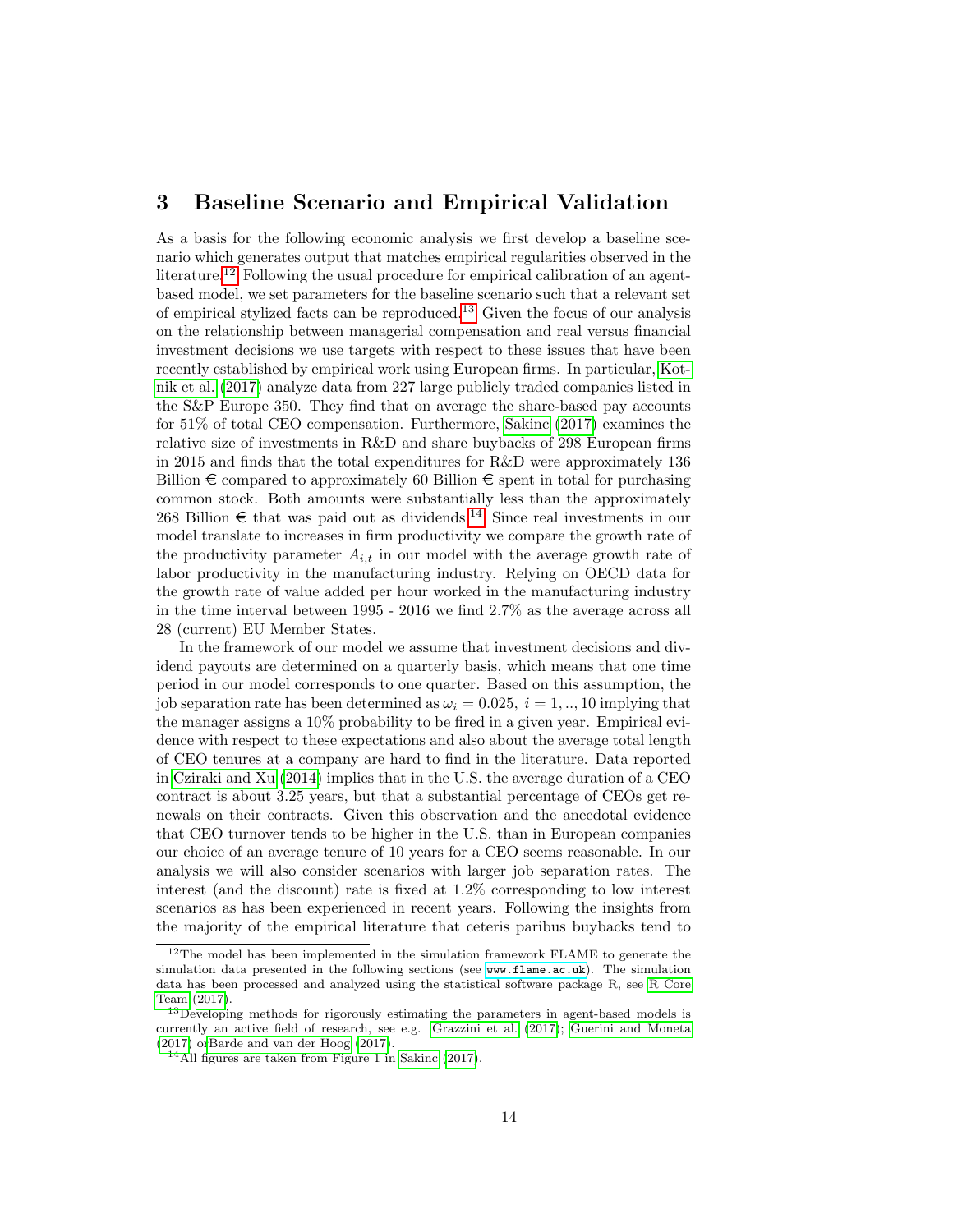## 3 Baseline Scenario and Empirical Validation

As a basis for the following economic analysis we first develop a baseline scenario which generates output that matches empirical regularities observed in the literature.[12] Following the usual procedure for empirical calibration of an agent-based model, we set parameters for the baseline scenario such that a relevant set of empirical stylized facts can be reproduced.[13] Given the focus of our analysis on the relationship between managerial compensation and real versus financial investment decisions we use targets with respect to these issues that have been recently established by empirical work using European firms. In particular, Kotnik et al. (2017) analyze data from 227 large publicly traded companies listed in the S&P Europe 350. They find that on average the share-based pay accounts for 51% of total CEO compensation. Furthermore, Sakinc (2017) examines the relative size of investments in R&D and share buybacks of 298 European firms in 2015 and finds that the total expenditures for R&D were approximately 136 Billion € compared to approximately 60 Billion € spent in total for purchasing common stock. Both amounts were substantially less than the approximately 268 Billion € that was paid out as dividends.[14] Since real investments in our model translate to increases in firm productivity we compare the growth rate of the productivity parameter $A_{i,t}$ in our model with the average growth rate of labor productivity in the manufacturing industry. Relying on OECD data for the growth rate of value added per hour worked in the manufacturing industry in the time interval between 1995 - 2016 we find 2.7% as the average across all 28 (current) EU Member States.

In the framework of our model we assume that investment decisions and dividend payouts are determined on a quarterly basis, which means that one time period in our model corresponds to one quarter. Based on this assumption, the job separation rate has been determined as $\omega_i = 0.025,\ i = 1, .., 10$ implying that the manager assigns a 10% probability to be fired in a given year. Empirical evidence with respect to these expectations and also about the average total length of CEO tenures at a company are hard to find in the literature. Data reported in Cziraki and Xu (2014) implies that in the U.S. the average duration of a CEO contract is about 3.25 years, but that a substantial percentage of CEOs get renewals on their contracts. Given this observation and the anecdotal evidence that CEO turnover tends to be higher in the U.S. than in European companies our choice of an average tenure of 10 years for a CEO seems reasonable. In our analysis we will also consider scenarios with larger job separation rates. The interest (and the discount) rate is fixed at 1.2% corresponding to low interest scenarios as has been experienced in recent years. Following the insights from the majority of the empirical literature that ceteris paribus buybacks tend to

[12] The model has been implemented in the simulation framework FLAME to generate the simulation data presented in the following sections (see www.flame.ac.uk). The simulation data has been processed and analyzed using the statistical software package R, see R Core Team (2017).

[13] Developing methods for rigorously estimating the parameters in agent-based models is currently an active field of research, see e.g. Grazzini et al. (2017); Guerini and Moneta (2017) orBarde and van der Hoog (2017).

[14] All figures are taken from Figure 1 in Sakinc (2017).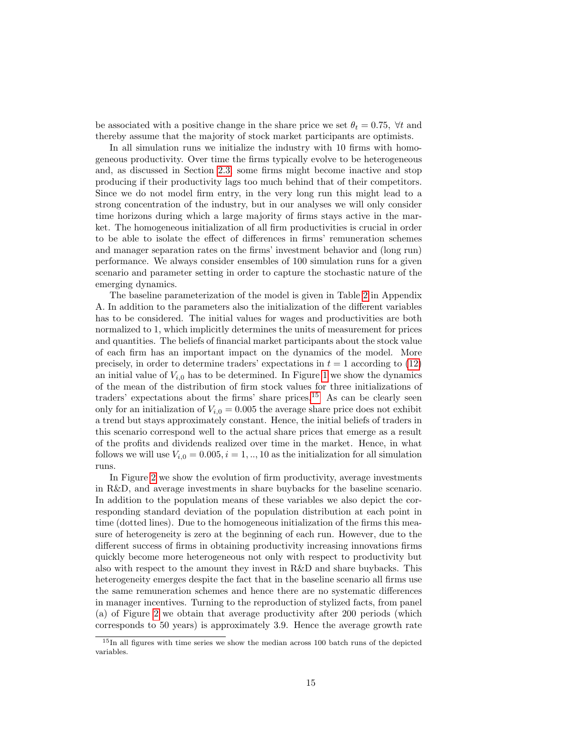be associated with a positive change in the share price we set $\theta_t = 0.75$, $\forall t$ and thereby assume that the majority of stock market participants are optimists.

In all simulation runs we initialize the industry with 10 firms with homogeneous productivity. Over time the firms typically evolve to be heterogeneous and, as discussed in Section 2.3, some firms might become inactive and stop producing if their productivity lags too much behind that of their competitors. Since we do not model firm entry, in the very long run this might lead to a strong concentration of the industry, but in our analyses we will only consider time horizons during which a large majority of firms stays active in the market. The homogeneous initialization of all firm productivities is crucial in order to be able to isolate the effect of differences in firms' remuneration schemes and manager separation rates on the firms' investment behavior and (long run) performance. We always consider ensembles of 100 simulation runs for a given scenario and parameter setting in order to capture the stochastic nature of the emerging dynamics.

The baseline parameterization of the model is given in Table 2 in Appendix A. In addition to the parameters also the initialization of the different variables has to be considered. The initial values for wages and productivities are both normalized to 1, which implicitly determines the units of measurement for prices and quantities. The beliefs of financial market participants about the stock value of each firm has an important impact on the dynamics of the model. More precisely, in order to determine traders' expectations in $t = 1$ according to (12) an initial value of $V_{i,0}$ has to be determined. In Figure 1 we show the dynamics of the mean of the distribution of firm stock values for three initializations of traders' expectations about the firms' share prices.[15] As can be clearly seen only for an initialization of $V_{i,0} = 0.005$ the average share price does not exhibit a trend but stays approximately constant. Hence, the initial beliefs of traders in this scenario correspond well to the actual share prices that emerge as a result of the profits and dividends realized over time in the market. Hence, in what follows we will use $V_{i,0} = 0.005, i = 1, .., 10$ as the initialization for all simulation runs.

In Figure 2 we show the evolution of firm productivity, average investments in R&D, and average investments in share buybacks for the baseline scenario. In addition to the population means of these variables we also depict the corresponding standard deviation of the population distribution at each point in time (dotted lines). Due to the homogeneous initialization of the firms this measure of heterogeneity is zero at the beginning of each run. However, due to the different success of firms in obtaining productivity increasing innovations firms quickly become more heterogeneous not only with respect to productivity but also with respect to the amount they invest in R&D and share buybacks. This heterogeneity emerges despite the fact that in the baseline scenario all firms use the same remuneration schemes and hence there are no systematic differences in manager incentives. Turning to the reproduction of stylized facts, from panel (a) of Figure 2 we obtain that average productivity after 200 periods (which corresponds to 50 years) is approximately 3.9. Hence the average growth rate

[15] In all figures with time series we show the median across 100 batch runs of the depicted variables.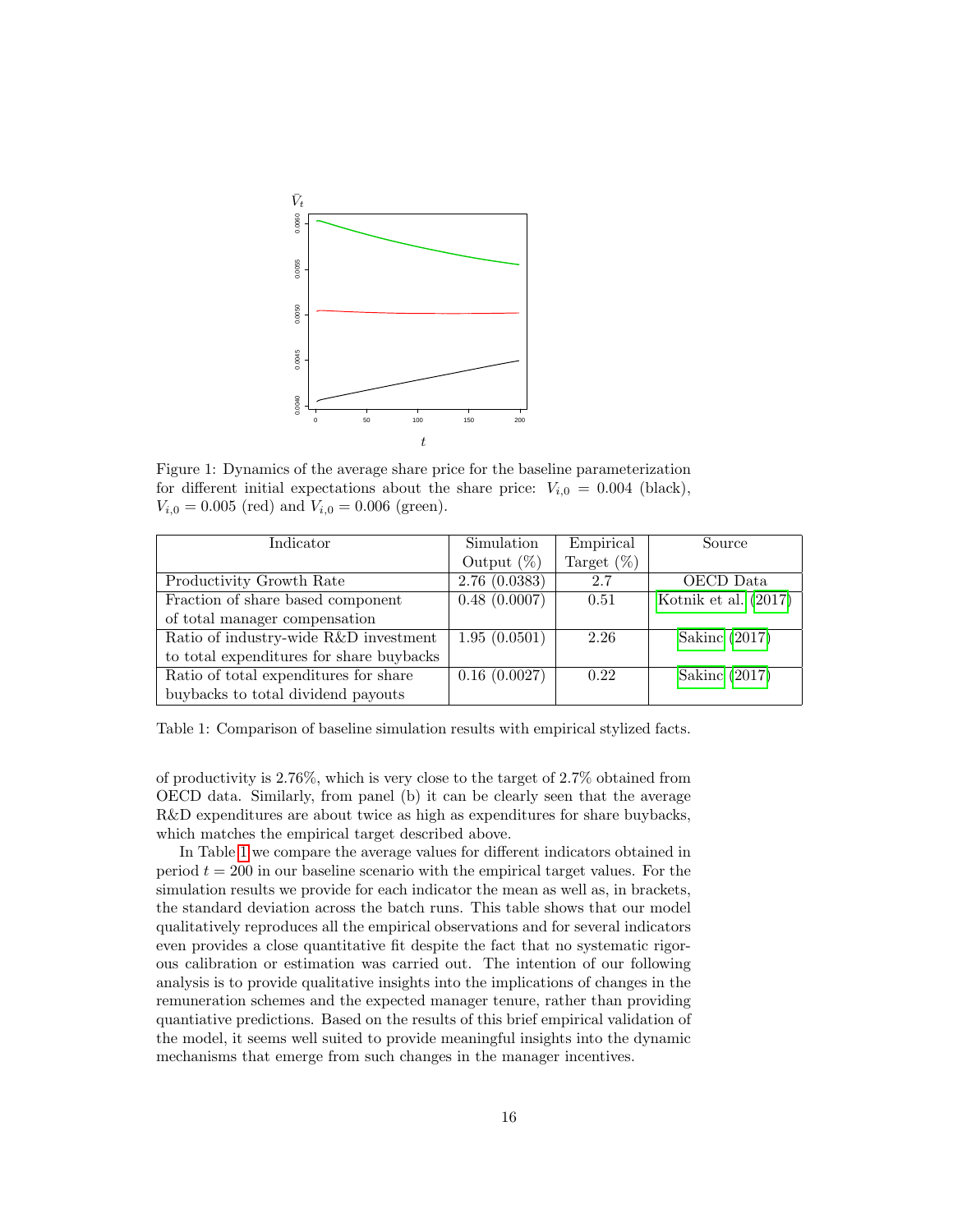Figure 1: Dynamics of the average share price for the baseline parameterization for different initial expectations about the share price: $V_{i,0} = 0.004$ (black), $V_{i,0} = 0.005$ (red) and $V_{i,0} = 0.006$ (green).

| Indicator | Simulation Output (%) | Empirical Target (%) | Source |
|---|---|---|---|
| Productivity Growth Rate | 2.76 (0.0383) | 2.7 | OECD Data |
| Fraction of share based component of total manager compensation | 0.48 (0.0007) | 0.51 | Kotnik et al. (2017) |
| Ratio of industry-wide R&D investment to total expenditures for share buybacks | 1.95 (0.0501) | 2.26 | Sakinc (2017) |
| Ratio of total expenditures for share buybacks to total dividend payouts | 0.16 (0.0027) | 0.22 | Sakinc (2017) |

Table 1: Comparison of baseline simulation results with empirical stylized facts.

of productivity is 2.76%, which is very close to the target of 2.7% obtained from OECD data. Similarly, from panel (b) it can be clearly seen that the average R&D expenditures are about twice as high as expenditures for share buybacks, which matches the empirical target described above.

In Table 1 we compare the average values for different indicators obtained in period $t = 200$ in our baseline scenario with the empirical target values. For the simulation results we provide for each indicator the mean as well as, in brackets, the standard deviation across the batch runs. This table shows that our model qualitatively reproduces all the empirical observations and for several indicators even provides a close quantitative fit despite the fact that no systematic rigorous calibration or estimation was carried out. The intention of our following analysis is to provide qualitative insights into the implications of changes in the remuneration schemes and the expected manager tenure, rather than providing quantiative predictions. Based on the results of this brief empirical validation of the model, it seems well suited to provide meaningful insights into the dynamic mechanisms that emerge from such changes in the manager incentives.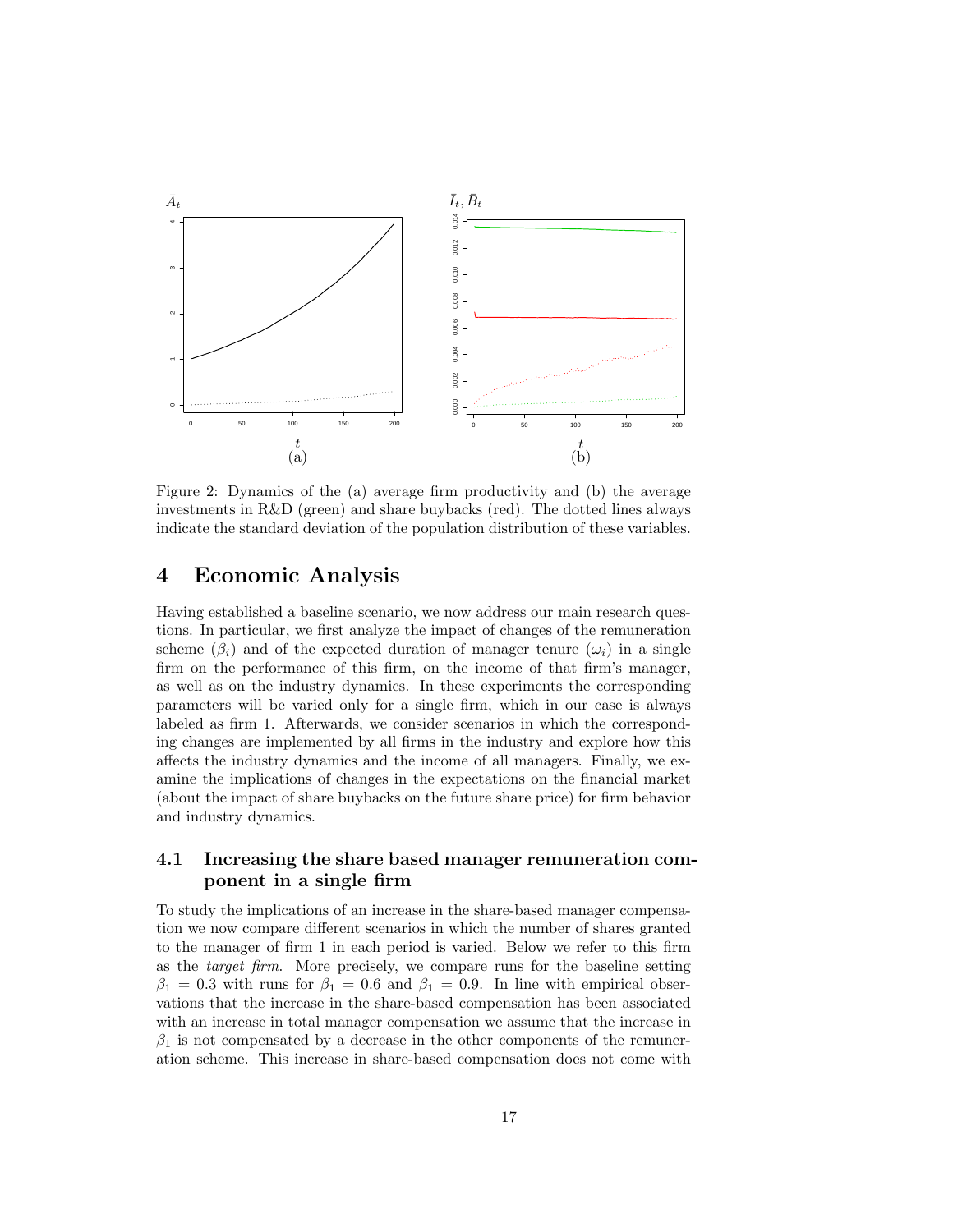Figure 2: Dynamics of the (a) average firm productivity and (b) the average investments in R&D (green) and share buybacks (red). The dotted lines always indicate the standard deviation of the population distribution of these variables.

# 4 Economic Analysis

Having established a baseline scenario, we now address our main research questions. In particular, we first analyze the impact of changes of the remuneration scheme ($\beta_i$) and of the expected duration of manager tenure ($\omega_i$) in a single firm on the performance of this firm, on the income of that firm's manager, as well as on the industry dynamics. In these experiments the corresponding parameters will be varied only for a single firm, which in our case is always labeled as firm 1. Afterwards, we consider scenarios in which the corresponding changes are implemented by all firms in the industry and explore how this affects the industry dynamics and the income of all managers. Finally, we examine the implications of changes in the expectations on the financial market (about the impact of share buybacks on the future share price) for firm behavior and industry dynamics.

## 4.1 Increasing the share based manager remuneration component in a single firm

To study the implications of an increase in the share-based manager compensation we now compare different scenarios in which the number of shares granted to the manager of firm 1 in each period is varied. Below we refer to this firm as the *target firm*. More precisely, we compare runs for the baseline setting $\beta_1 = 0.3$ with runs for $\beta_1 = 0.6$ and $\beta_1 = 0.9$. In line with empirical observations that the increase in the share-based compensation has been associated with an increase in total manager compensation we assume that the increase in $\beta_1$ is not compensated by a decrease in the other components of the remuneration scheme. This increase in share-based compensation does not come with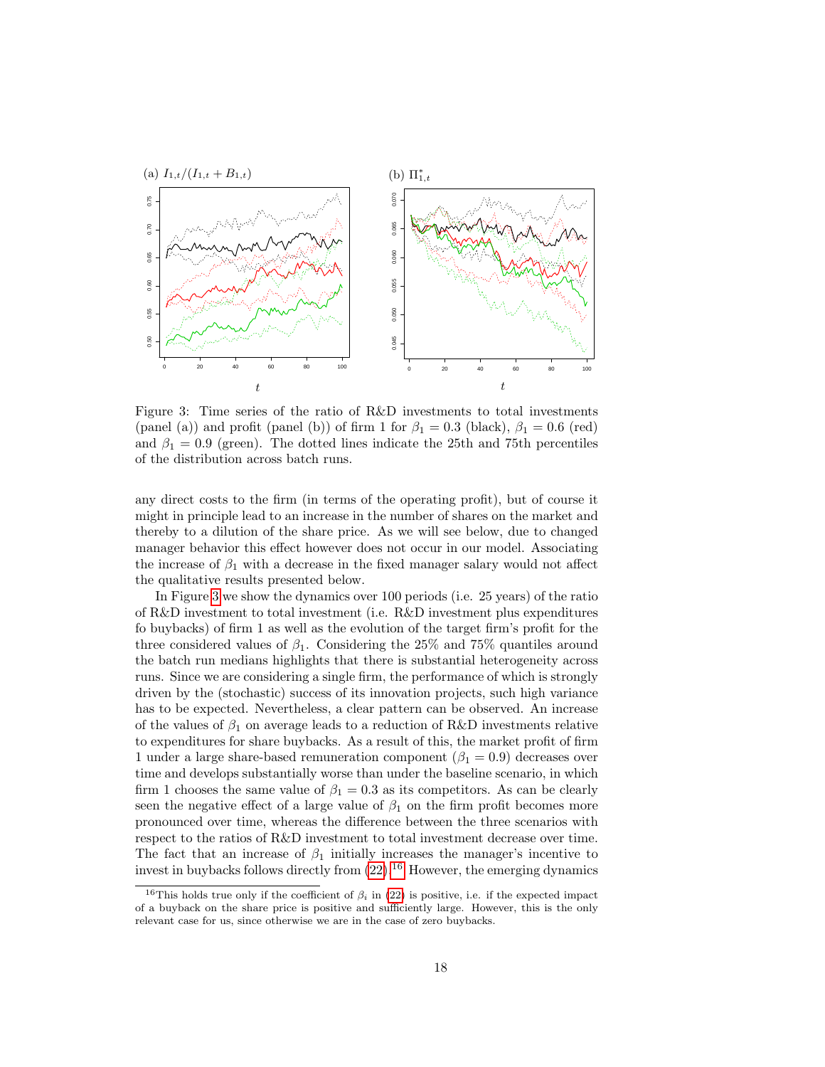(a) $I_{1,t}/(I_{1,t} + B_{1,t})$

(b) $\Pi^*_{1,t}$

Figure 3: Time series of the ratio of R&D investments to total investments (panel (a)) and profit (panel (b)) of firm 1 for $\beta_1 = 0.3$ (black), $\beta_1 = 0.6$ (red) and $\beta_1 = 0.9$ (green). The dotted lines indicate the 25th and 75th percentiles of the distribution across batch runs.

any direct costs to the firm (in terms of the operating profit), but of course it might in principle lead to an increase in the number of shares on the market and thereby to a dilution of the share price. As we will see below, due to changed manager behavior this effect however does not occur in our model. Associating the increase of $\beta_1$ with a decrease in the fixed manager salary would not affect the qualitative results presented below.

In Figure 3 we show the dynamics over 100 periods (i.e. 25 years) of the ratio of R&D investment to total investment (i.e. R&D investment plus expenditures fo buybacks) of firm 1 as well as the evolution of the target firm's profit for the three considered values of $\beta_1$. Considering the 25% and 75% quantiles around the batch run medians highlights that there is substantial heterogeneity across runs. Since we are considering a single firm, the performance of which is strongly driven by the (stochastic) success of its innovation projects, such high variance has to be expected. Nevertheless, a clear pattern can be observed. An increase of the values of $\beta_1$ on average leads to a reduction of R&D investments relative to expenditures for share buybacks. As a result of this, the market profit of firm 1 under a large share-based remuneration component ($\beta_1 = 0.9$) decreases over time and develops substantially worse than under the baseline scenario, in which firm 1 chooses the same value of $\beta_1 = 0.3$ as its competitors. As can be clearly seen the negative effect of a large value of $\beta_1$ on the firm profit becomes more pronounced over time, whereas the difference between the three scenarios with respect to the ratios of R&D investment to total investment decrease over time. The fact that an increase of $\beta_1$ initially increases the manager's incentive to invest in buybacks follows directly from (22).[16] However, the emerging dynamics

[16] This holds true only if the coefficient of $\beta_i$ in (22) is positive, i.e. if the expected impact of a buyback on the share price is positive and sufficiently large. However, this is the only relevant case for us, since otherwise we are in the case of zero buybacks.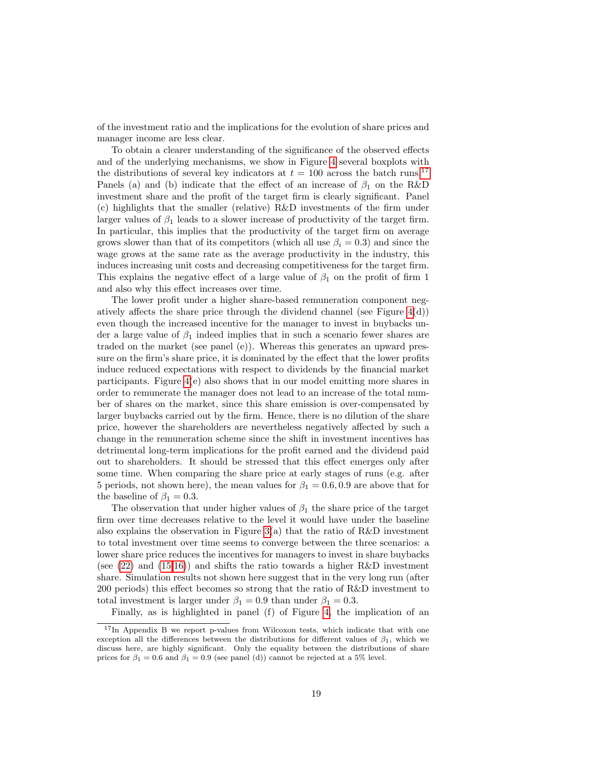of the investment ratio and the implications for the evolution of share prices and manager income are less clear.

To obtain a clearer understanding of the significance of the observed effects and of the underlying mechanisms, we show in Figure 4 several boxplots with the distributions of several key indicators at $t = 100$ across the batch runs.[17] Panels (a) and (b) indicate that the effect of an increase of $\beta_1$ on the R&D investment share and the profit of the target firm is clearly significant. Panel (c) highlights that the smaller (relative) R&D investments of the firm under larger values of $\beta_1$ leads to a slower increase of productivity of the target firm. In particular, this implies that the productivity of the target firm on average grows slower than that of its competitors (which all use $\beta_i = 0.3$) and since the wage grows at the same rate as the average productivity in the industry, this induces increasing unit costs and decreasing competitiveness for the target firm. This explains the negative effect of a large value of $\beta_1$ on the profit of firm 1 and also why this effect increases over time.

The lower profit under a higher share-based remuneration component negatively affects the share price through the dividend channel (see Figure 4(d)) even though the increased incentive for the manager to invest in buybacks under a large value of $\beta_1$ indeed implies that in such a scenario fewer shares are traded on the market (see panel (e)). Whereas this generates an upward pressure on the firm's share price, it is dominated by the effect that the lower profits induce reduced expectations with respect to dividends by the financial market participants. Figure 4(e) also shows that in our model emitting more shares in order to remunerate the manager does not lead to an increase of the total number of shares on the market, since this share emission is over-compensated by larger buybacks carried out by the firm. Hence, there is no dilution of the share price, however the shareholders are nevertheless negatively affected by such a change in the remuneration scheme since the shift in investment incentives has detrimental long-term implications for the profit earned and the dividend paid out to shareholders. It should be stressed that this effect emerges only after some time. When comparing the share price at early stages of runs (e.g. after 5 periods, not shown here), the mean values for $\beta_1 = 0.6, 0.9$ are above that for the baseline of $\beta_1 = 0.3$.

The observation that under higher values of $\beta_1$ the share price of the target firm over time decreases relative to the level it would have under the baseline also explains the observation in Figure 3(a) that the ratio of R&D investment to total investment over time seems to converge between the three scenarios: a lower share price reduces the incentives for managers to invest in share buybacks (see (22) and (15,16)) and shifts the ratio towards a higher R&D investment share. Simulation results not shown here suggest that in the very long run (after 200 periods) this effect becomes so strong that the ratio of R&D investment to total investment is larger under $\beta_1 = 0.9$ than under $\beta_1 = 0.3$.

Finally, as is highlighted in panel (f) of Figure 4, the implication of an

[17] In Appendix B we report p-values from Wilcoxon tests, which indicate that with one exception all the differences between the distributions for different values of $\beta_1$, which we discuss here, are highly significant. Only the equality between the distributions of share prices for $\beta_1 = 0.6$ and $\beta_1 = 0.9$ (see panel (d)) cannot be rejected at a 5% level.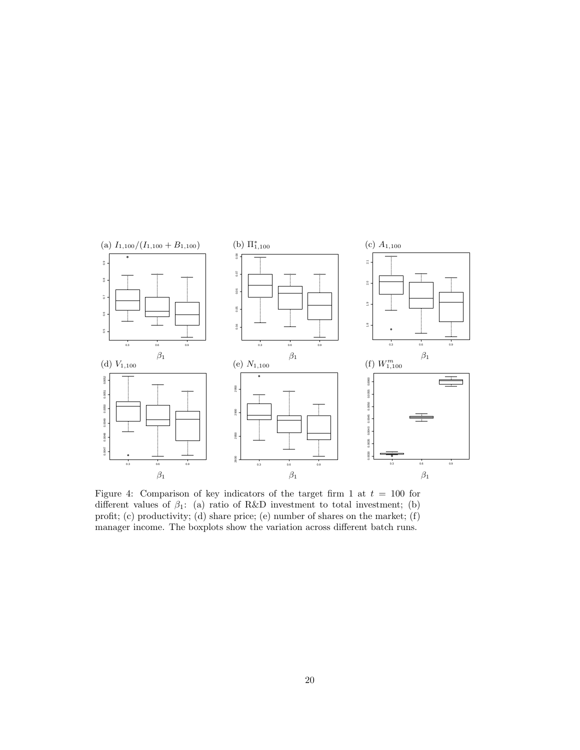Figure 4: Comparison of key indicators of the target firm 1 at $t = 100$ for different values of $\beta_1$: (a) ratio of R&D investment to total investment; (b) profit; (c) productivity; (d) share price; (e) number of shares on the market; (f) manager income. The boxplots show the variation across different batch runs.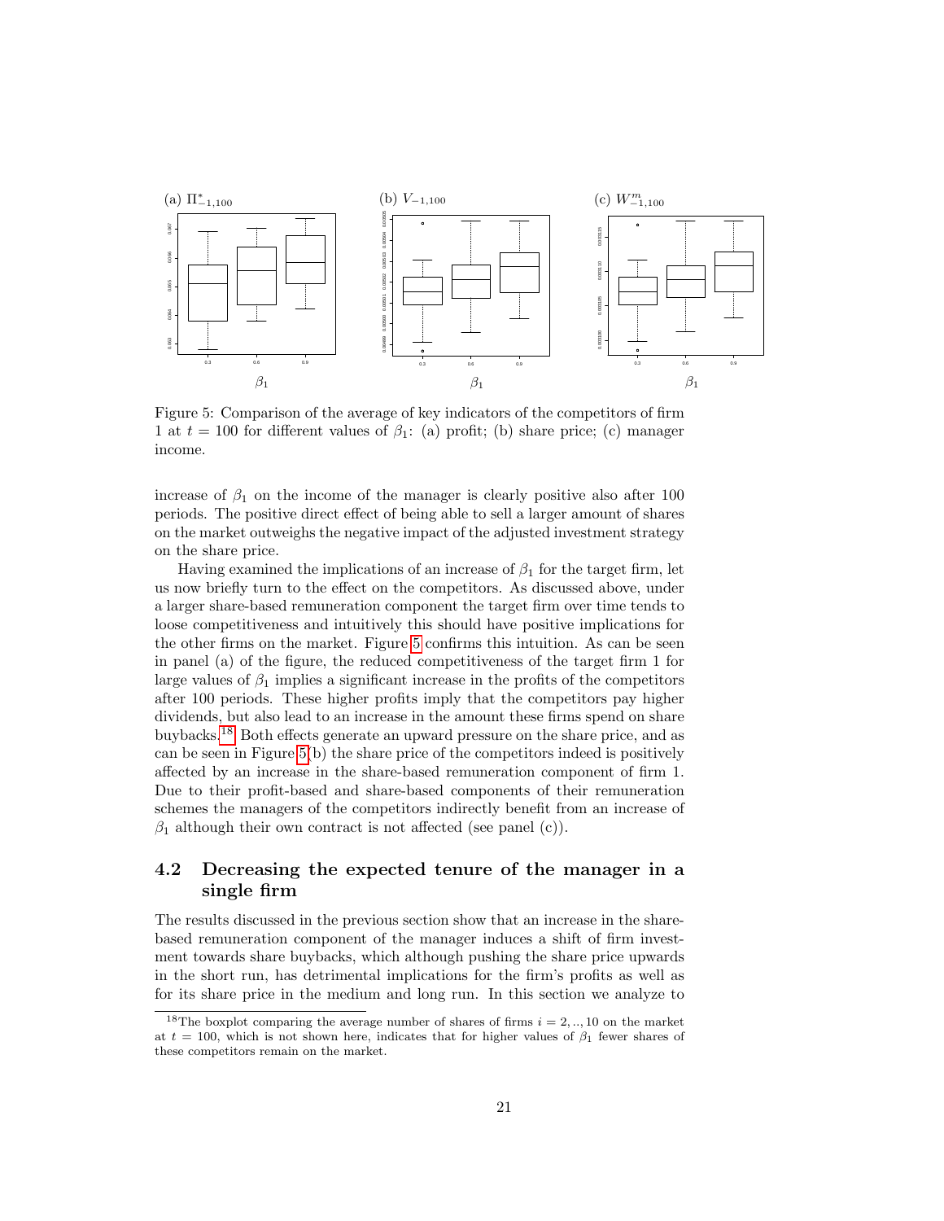(a) $\Pi^*_{-1,100}$ (b) $V_{-1,100}$ (c) $W^m_{-1,100}$

Figure 5: Comparison of the average of key indicators of the competitors of firm 1 at $t = 100$ for different values of $\beta_1$: (a) profit; (b) share price; (c) manager income.

increase of $\beta_1$ on the income of the manager is clearly positive also after 100 periods. The positive direct effect of being able to sell a larger amount of shares on the market outweighs the negative impact of the adjusted investment strategy on the share price.

Having examined the implications of an increase of $\beta_1$ for the target firm, let us now briefly turn to the effect on the competitors. As discussed above, under a larger share-based remuneration component the target firm over time tends to loose competitiveness and intuitively this should have positive implications for the other firms on the market. Figure 5 confirms this intuition. As can be seen in panel (a) of the figure, the reduced competitiveness of the target firm 1 for large values of $\beta_1$ implies a significant increase in the profits of the competitors after 100 periods. These higher profits imply that the competitors pay higher dividends, but also lead to an increase in the amount these firms spend on share buybacks.[18] Both effects generate an upward pressure on the share price, and as can be seen in Figure 5(b) the share price of the competitors indeed is positively affected by an increase in the share-based remuneration component of firm 1. Due to their profit-based and share-based components of their remuneration schemes the managers of the competitors indirectly benefit from an increase of $\beta_1$ although their own contract is not affected (see panel (c)).

## 4.2 Decreasing the expected tenure of the manager in a single firm

The results discussed in the previous section show that an increase in the share-based remuneration component of the manager induces a shift of firm investment towards share buybacks, which although pushing the share price upwards in the short run, has detrimental implications for the firm's profits as well as for its share price in the medium and long run. In this section we analyze to

[18] The boxplot comparing the average number of shares of firms $i = 2, .., 10$ on the market at $t = 100$, which is not shown here, indicates that for higher values of $\beta_1$ fewer shares of these competitors remain on the market.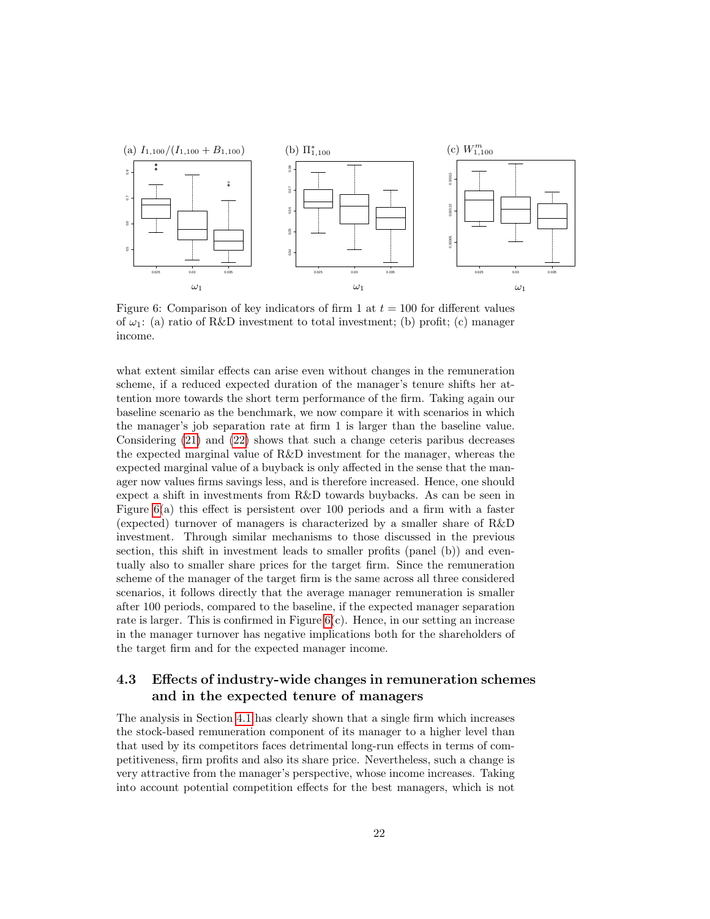(a) $I_{1,100}/(I_{1,100} + B_{1,100})$ (b) $\Pi^*_{1,100}$ (c) $W^m_{1,100}$

Figure 6: Comparison of key indicators of firm 1 at $t = 100$ for different values of $\omega_1$: (a) ratio of R&D investment to total investment; (b) profit; (c) manager income.

what extent similar effects can arise even without changes in the remuneration scheme, if a reduced expected duration of the manager's tenure shifts her attention more towards the short term performance of the firm. Taking again our baseline scenario as the benchmark, we now compare it with scenarios in which the manager's job separation rate at firm 1 is larger than the baseline value. Considering (21) and (22) shows that such a change ceteris paribus decreases the expected marginal value of R&D investment for the manager, whereas the expected marginal value of a buyback is only affected in the sense that the manager now values firms savings less, and is therefore increased. Hence, one should expect a shift in investments from R&D towards buybacks. As can be seen in Figure 6(a) this effect is persistent over 100 periods and a firm with a faster (expected) turnover of managers is characterized by a smaller share of R&D investment. Through similar mechanisms to those discussed in the previous section, this shift in investment leads to smaller profits (panel (b)) and eventually also to smaller share prices for the target firm. Since the remuneration scheme of the manager of the target firm is the same across all three considered scenarios, it follows directly that the average manager remuneration is smaller after 100 periods, compared to the baseline, if the expected manager separation rate is larger. This is confirmed in Figure 6(c). Hence, in our setting an increase in the manager turnover has negative implications both for the shareholders of the target firm and for the expected manager income.

## 4.3 Effects of industry-wide changes in remuneration schemes and in the expected tenure of managers

The analysis in Section 4.1 has clearly shown that a single firm which increases the stock-based remuneration component of its manager to a higher level than that used by its competitors faces detrimental long-run effects in terms of competitiveness, firm profits and also its share price. Nevertheless, such a change is very attractive from the manager's perspective, whose income increases. Taking into account potential competition effects for the best managers, which is not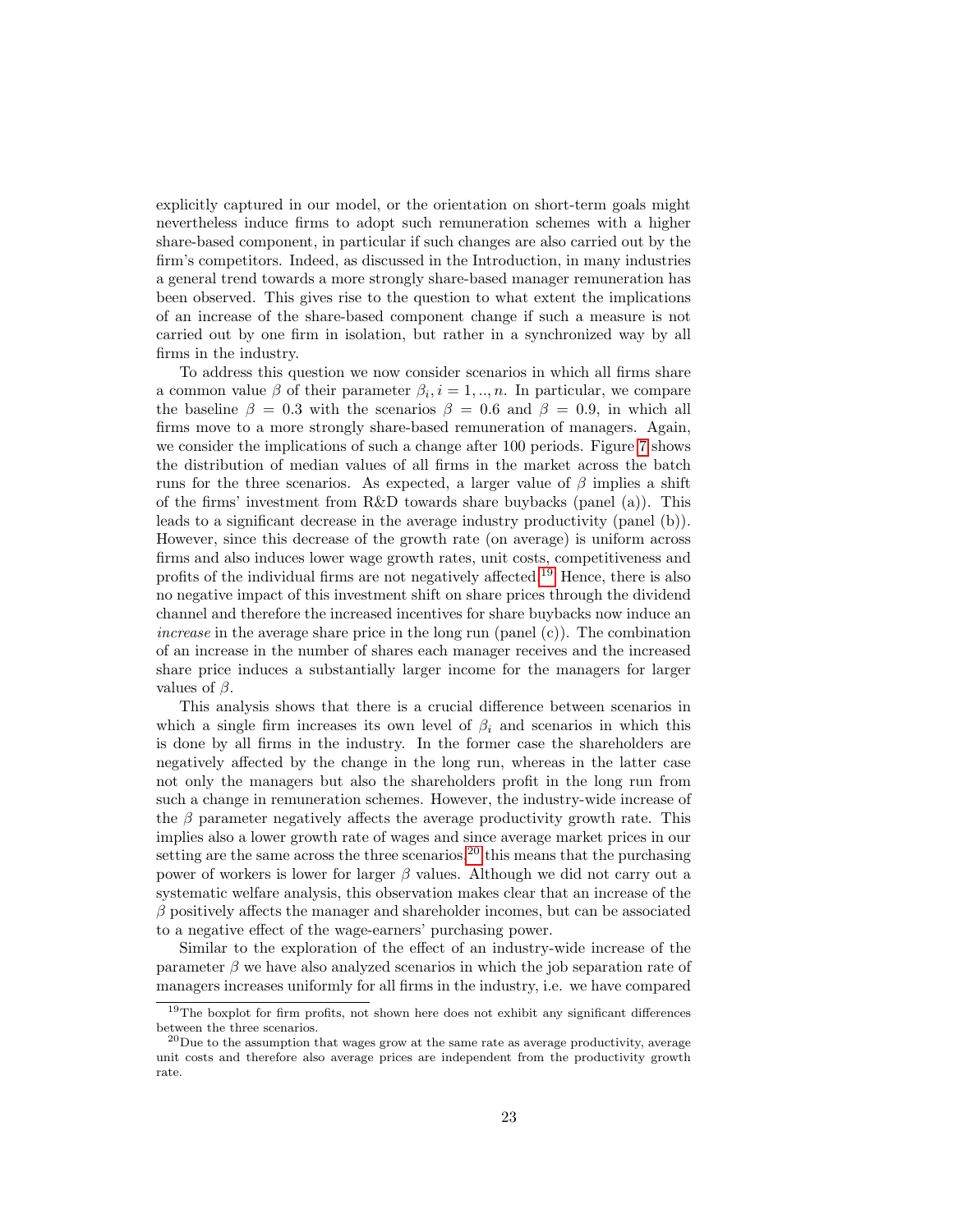explicitly captured in our model, or the orientation on short-term goals might nevertheless induce firms to adopt such remuneration schemes with a higher share-based component, in particular if such changes are also carried out by the firm's competitors. Indeed, as discussed in the Introduction, in many industries a general trend towards a more strongly share-based manager remuneration has been observed. This gives rise to the question to what extent the implications of an increase of the share-based component change if such a measure is not carried out by one firm in isolation, but rather in a synchronized way by all firms in the industry.

To address this question we now consider scenarios in which all firms share a common value $\beta$ of their parameter $\beta_i, i = 1, .., n$. In particular, we compare the baseline $\beta = 0.3$ with the scenarios $\beta = 0.6$ and $\beta = 0.9$, in which all firms move to a more strongly share-based remuneration of managers. Again, we consider the implications of such a change after 100 periods. Figure 7 shows the distribution of median values of all firms in the market across the batch runs for the three scenarios. As expected, a larger value of $\beta$ implies a shift of the firms' investment from R&D towards share buybacks (panel (a)). This leads to a significant decrease in the average industry productivity (panel (b)). However, since this decrease of the growth rate (on average) is uniform across firms and also induces lower wage growth rates, unit costs, competitiveness and profits of the individual firms are not negatively affected.[19] Hence, there is also no negative impact of this investment shift on share prices through the dividend channel and therefore the increased incentives for share buybacks now induce an *increase* in the average share price in the long run (panel (c)). The combination of an increase in the number of shares each manager receives and the increased share price induces a substantially larger income for the managers for larger values of $\beta$.

This analysis shows that there is a crucial difference between scenarios in which a single firm increases its own level of $\beta_i$ and scenarios in which this is done by all firms in the industry. In the former case the shareholders are negatively affected by the change in the long run, whereas in the latter case not only the managers but also the shareholders profit in the long run from such a change in remuneration schemes. However, the industry-wide increase of the $\beta$ parameter negatively affects the average productivity growth rate. This implies also a lower growth rate of wages and since average market prices in our setting are the same across the three scenarios,[20] this means that the purchasing power of workers is lower for larger $\beta$ values. Although we did not carry out a systematic welfare analysis, this observation makes clear that an increase of the $\beta$ positively affects the manager and shareholder incomes, but can be associated to a negative effect of the wage-earners' purchasing power.

Similar to the exploration of the effect of an industry-wide increase of the parameter $\beta$ we have also analyzed scenarios in which the job separation rate of managers increases uniformly for all firms in the industry, i.e. we have compared

[19] The boxplot for firm profits, not shown here does not exhibit any significant differences between the three scenarios.

[20] Due to the assumption that wages grow at the same rate as average productivity, average unit costs and therefore also average prices are independent from the productivity growth rate.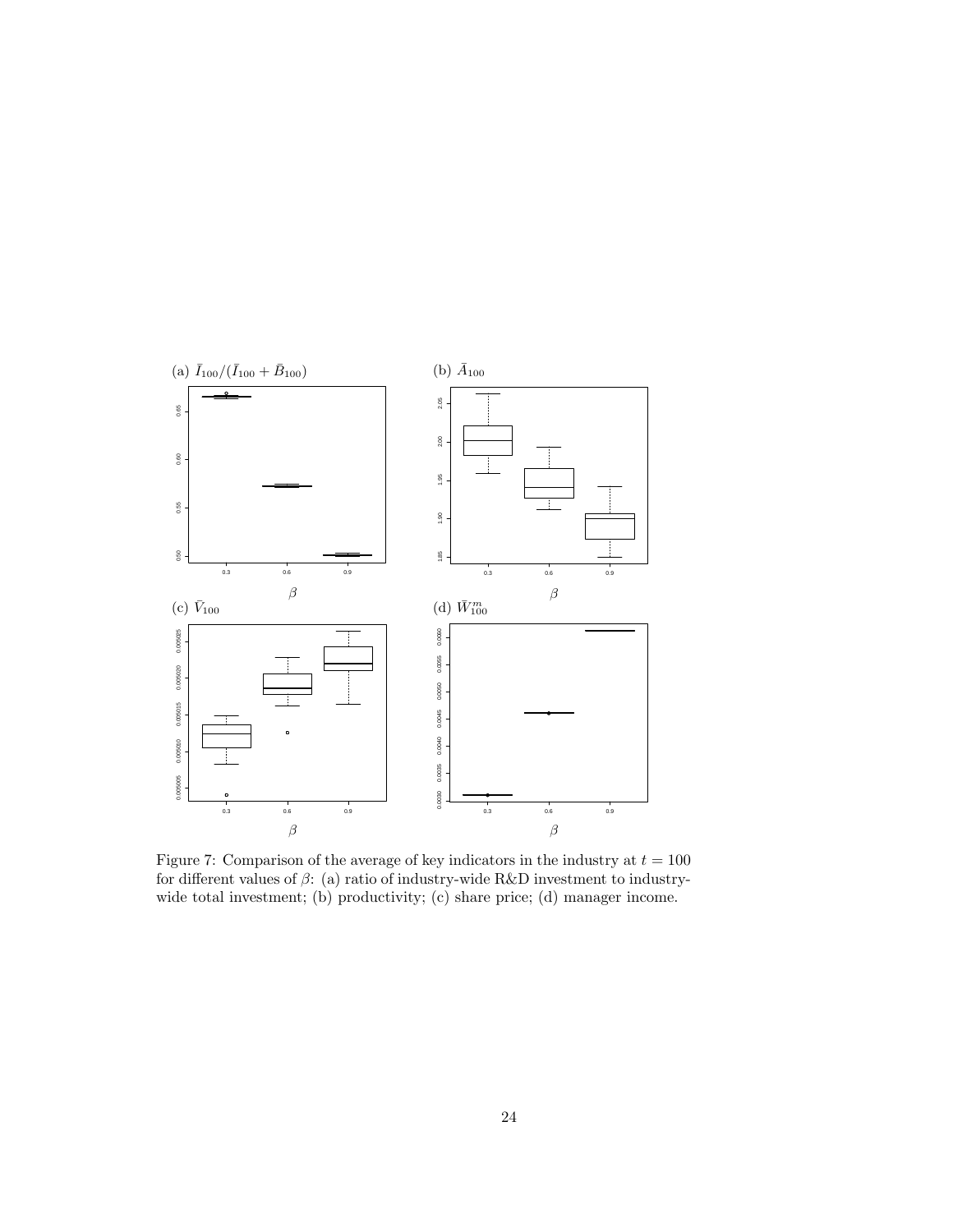Figure 7: Comparison of the average of key indicators in the industry at $t = 100$ for different values of $\beta$: (a) ratio of industry-wide R&D investment to industry-wide total investment; (b) productivity; (c) share price; (d) manager income.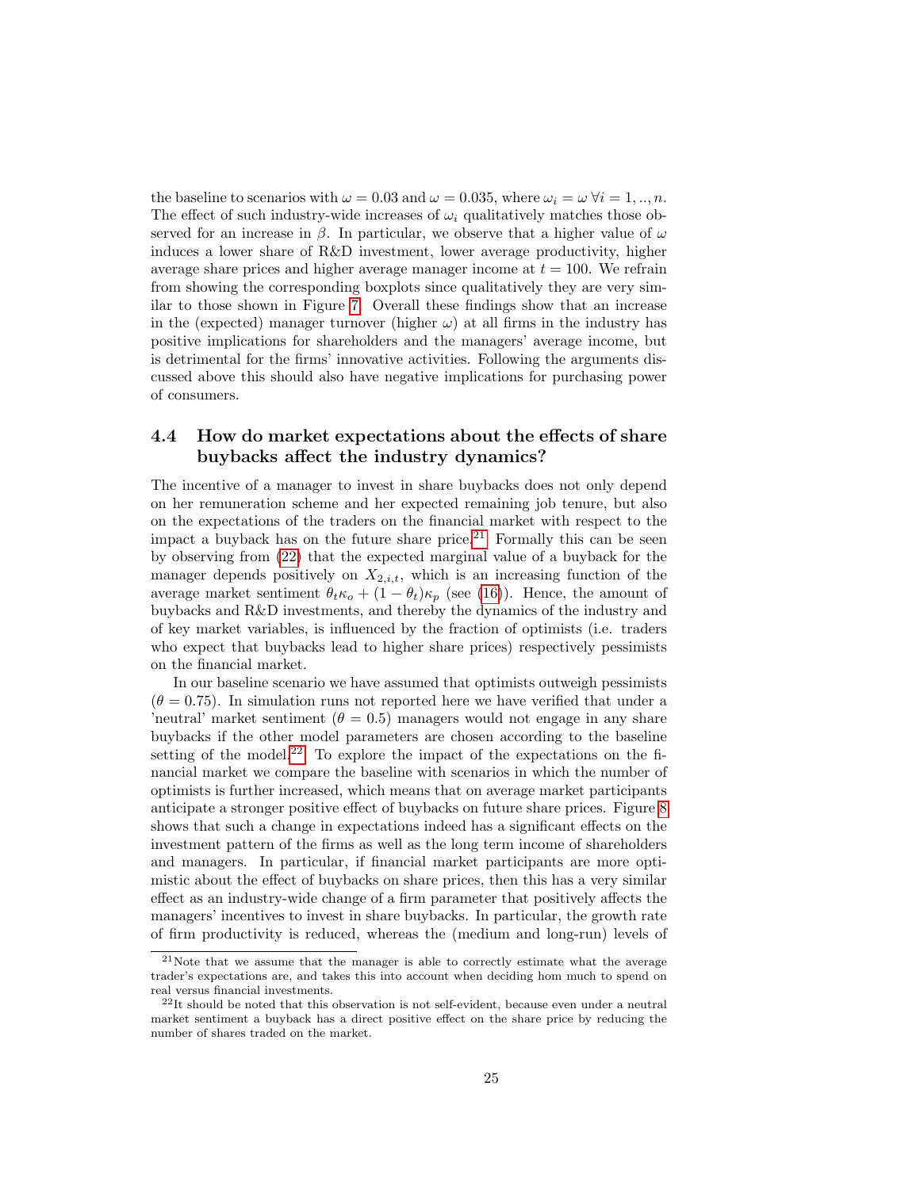the baseline to scenarios with $\omega = 0.03$ and $\omega = 0.035$, where $\omega_i = \omega \; \forall i = 1, .., n$. The effect of such industry-wide increases of $\omega_i$ qualitatively matches those observed for an increase in $\beta$. In particular, we observe that a higher value of $\omega$ induces a lower share of R&D investment, lower average productivity, higher average share prices and higher average manager income at $t = 100$. We refrain from showing the corresponding boxplots since qualitatively they are very similar to those shown in Figure 7. Overall these findings show that an increase in the (expected) manager turnover (higher $\omega$) at all firms in the industry has positive implications for shareholders and the managers' average income, but is detrimental for the firms' innovative activities. Following the arguments discussed above this should also have negative implications for purchasing power of consumers.

### 4.4 How do market expectations about the effects of share buybacks affect the industry dynamics?

The incentive of a manager to invest in share buybacks does not only depend on her remuneration scheme and her expected remaining job tenure, but also on the expectations of the traders on the financial market with respect to the impact a buyback has on the future share price.[21] Formally this can be seen by observing from (22) that the expected marginal value of a buyback for the manager depends positively on $X_{2,i,t}$, which is an increasing function of the average market sentiment $\theta_t \kappa_o + (1 - \theta_t)\kappa_p$ (see (16)). Hence, the amount of buybacks and R&D investments, and thereby the dynamics of the industry and of key market variables, is influenced by the fraction of optimists (i.e. traders who expect that buybacks lead to higher share prices) respectively pessimists on the financial market.

In our baseline scenario we have assumed that optimists outweigh pessimists ($\theta = 0.75$). In simulation runs not reported here we have verified that under a 'neutral' market sentiment ($\theta = 0.5$) managers would not engage in any share buybacks if the other model parameters are chosen according to the baseline setting of the model.[22] To explore the impact of the expectations on the financial market we compare the baseline with scenarios in which the number of optimists is further increased, which means that on average market participants anticipate a stronger positive effect of buybacks on future share prices. Figure 8 shows that such a change in expectations indeed has a significant effects on the investment pattern of the firms as well as the long term income of shareholders and managers. In particular, if financial market participants are more optimistic about the effect of buybacks on share prices, then this has a very similar effect as an industry-wide change of a firm parameter that positively affects the managers' incentives to invest in share buybacks. In particular, the growth rate of firm productivity is reduced, whereas the (medium and long-run) levels of

[21] Note that we assume that the manager is able to correctly estimate what the average trader's expectations are, and takes this into account when deciding hom much to spend on real versus financial investments.

[22] It should be noted that this observation is not self-evident, because even under a neutral market sentiment a buyback has a direct positive effect on the share price by reducing the number of shares traded on the market.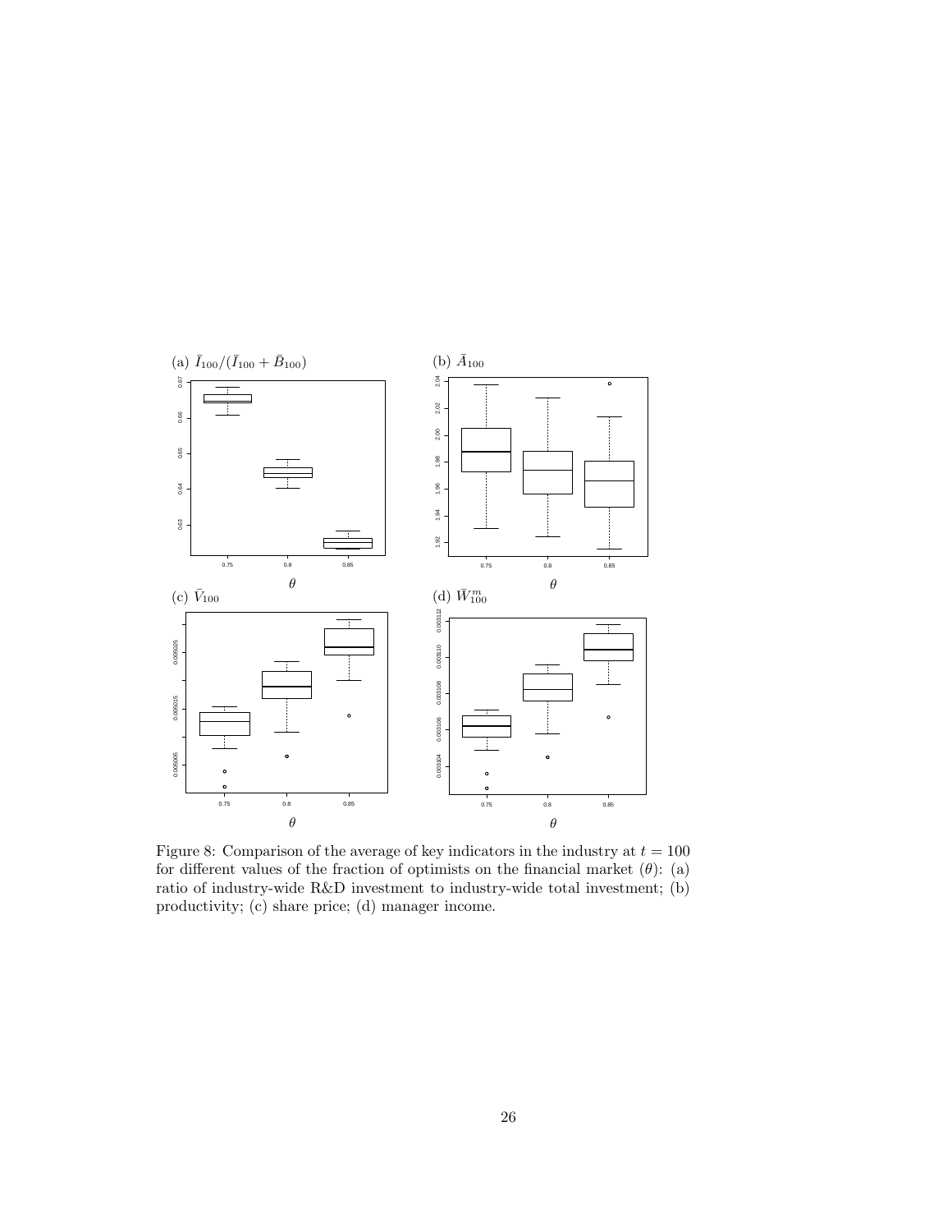(a) $\bar{I}_{100}/(\bar{I}_{100} + \bar{B}_{100})$

(b) $\bar{A}_{100}$

(c) $\bar{V}_{100}$

(d) $\bar{W}^{m}_{100}$

Figure 8: Comparison of the average of key indicators in the industry at $t = 100$ for different values of the fraction of optimists on the financial market ($\theta$): (a) ratio of industry-wide R&D investment to industry-wide total investment; (b) productivity; (c) share price; (d) manager income.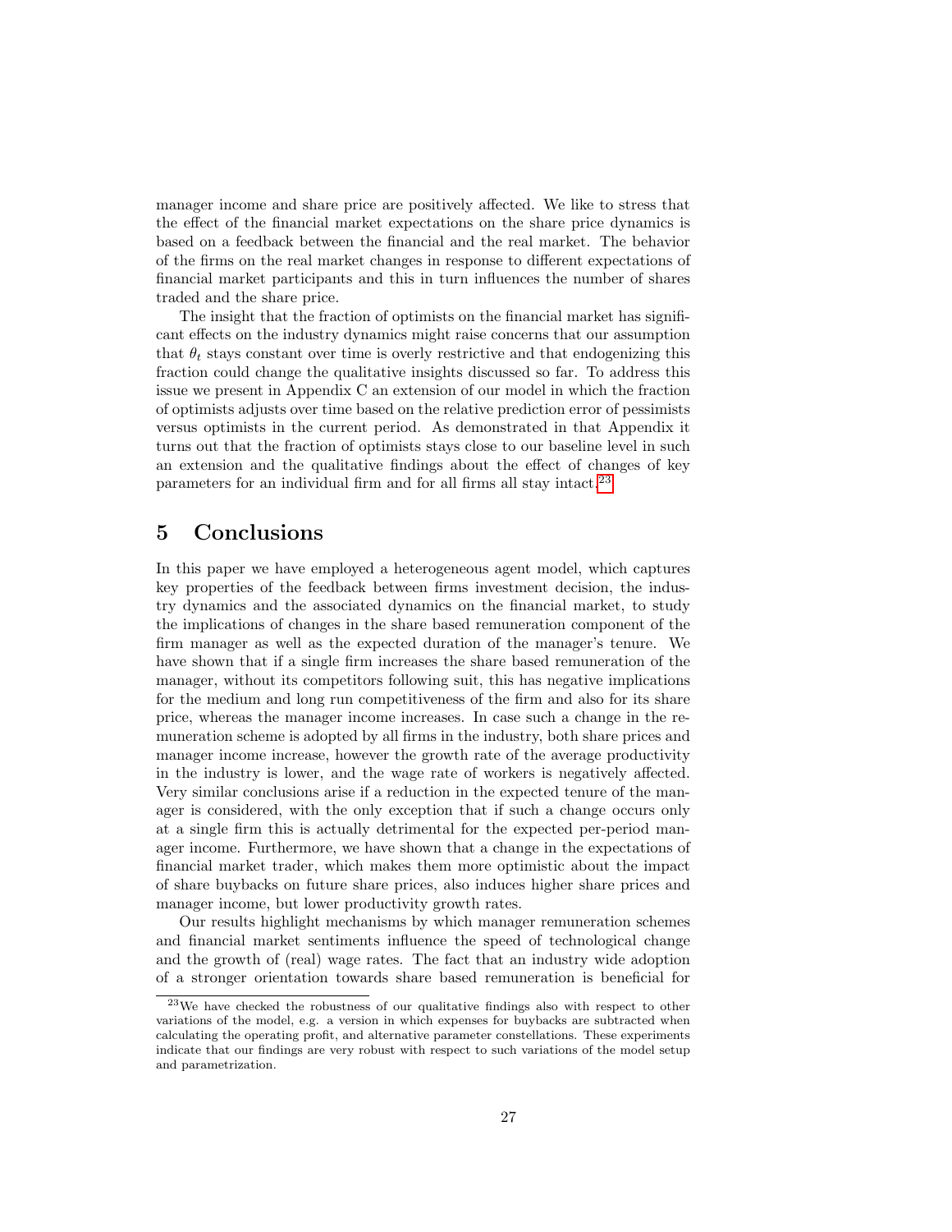manager income and share price are positively affected. We like to stress that the effect of the financial market expectations on the share price dynamics is based on a feedback between the financial and the real market. The behavior of the firms on the real market changes in response to different expectations of financial market participants and this in turn influences the number of shares traded and the share price.

The insight that the fraction of optimists on the financial market has significant effects on the industry dynamics might raise concerns that our assumption that $\theta_t$ stays constant over time is overly restrictive and that endogenizing this fraction could change the qualitative insights discussed so far. To address this issue we present in Appendix C an extension of our model in which the fraction of optimists adjusts over time based on the relative prediction error of pessimists versus optimists in the current period. As demonstrated in that Appendix it turns out that the fraction of optimists stays close to our baseline level in such an extension and the qualitative findings about the effect of changes of key parameters for an individual firm and for all firms all stay intact.[23]

# 5 Conclusions

In this paper we have employed a heterogeneous agent model, which captures key properties of the feedback between firms investment decision, the industry dynamics and the associated dynamics on the financial market, to study the implications of changes in the share based remuneration component of the firm manager as well as the expected duration of the manager's tenure. We have shown that if a single firm increases the share based remuneration of the manager, without its competitors following suit, this has negative implications for the medium and long run competitiveness of the firm and also for its share price, whereas the manager income increases. In case such a change in the remuneration scheme is adopted by all firms in the industry, both share prices and manager income increase, however the growth rate of the average productivity in the industry is lower, and the wage rate of workers is negatively affected. Very similar conclusions arise if a reduction in the expected tenure of the manager is considered, with the only exception that if such a change occurs only at a single firm this is actually detrimental for the expected per-period manager income. Furthermore, we have shown that a change in the expectations of financial market trader, which makes them more optimistic about the impact of share buybacks on future share prices, also induces higher share prices and manager income, but lower productivity growth rates.

Our results highlight mechanisms by which manager remuneration schemes and financial market sentiments influence the speed of technological change and the growth of (real) wage rates. The fact that an industry wide adoption of a stronger orientation towards share based remuneration is beneficial for

[23]We have checked the robustness of our qualitative findings also with respect to other variations of the model, e.g. a version in which expenses for buybacks are subtracted when calculating the operating profit, and alternative parameter constellations. These experiments indicate that our findings are very robust with respect to such variations of the model setup and parametrization.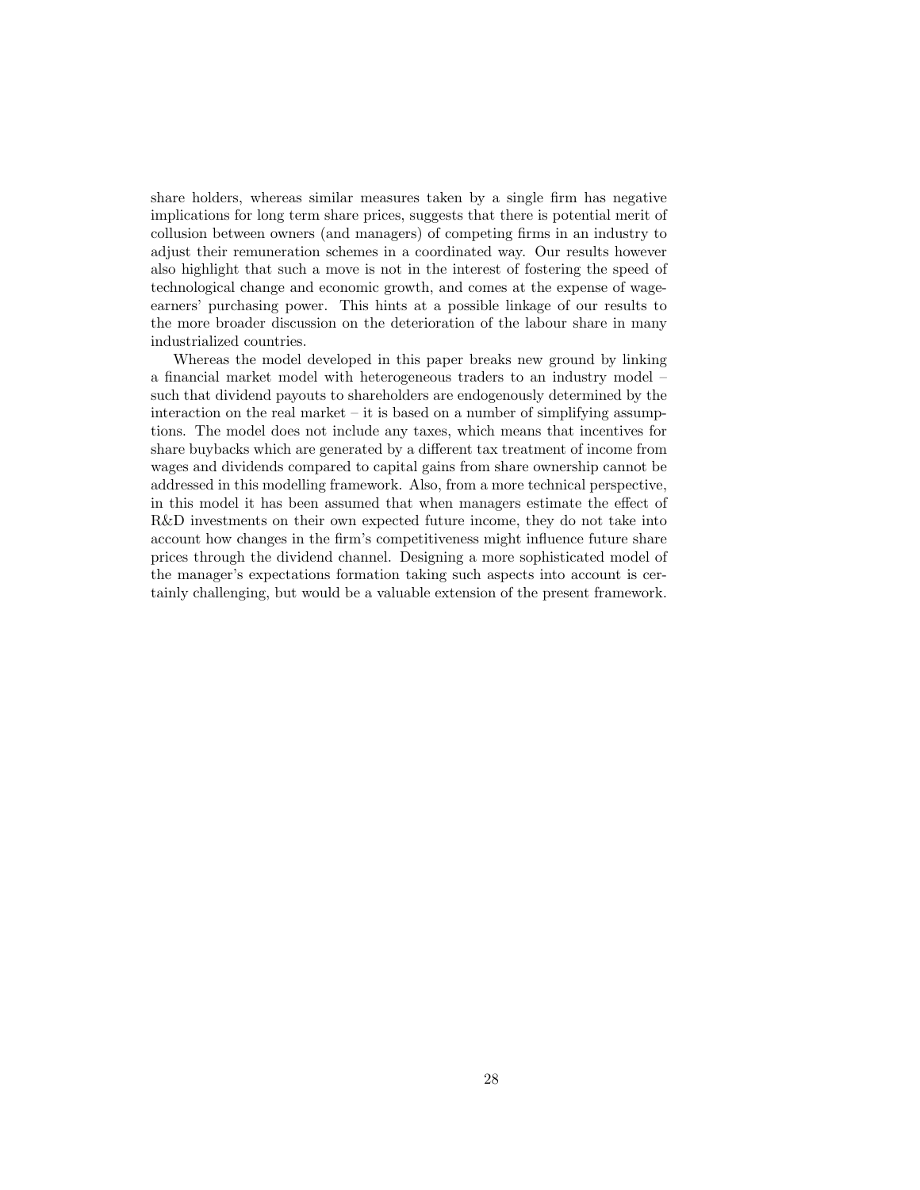share holders, whereas similar measures taken by a single firm has negative implications for long term share prices, suggests that there is potential merit of collusion between owners (and managers) of competing firms in an industry to adjust their remuneration schemes in a coordinated way. Our results however also highlight that such a move is not in the interest of fostering the speed of technological change and economic growth, and comes at the expense of wage-earners' purchasing power. This hints at a possible linkage of our results to the more broader discussion on the deterioration of the labour share in many industrialized countries.

Whereas the model developed in this paper breaks new ground by linking a financial market model with heterogeneous traders to an industry model – such that dividend payouts to shareholders are endogenously determined by the interaction on the real market – it is based on a number of simplifying assumptions. The model does not include any taxes, which means that incentives for share buybacks which are generated by a different tax treatment of income from wages and dividends compared to capital gains from share ownership cannot be addressed in this modelling framework. Also, from a more technical perspective, in this model it has been assumed that when managers estimate the effect of R&D investments on their own expected future income, they do not take into account how changes in the firm's competitiveness might influence future share prices through the dividend channel. Designing a more sophisticated model of the manager's expectations formation taking such aspects into account is certainly challenging, but would be a valuable extension of the present framework.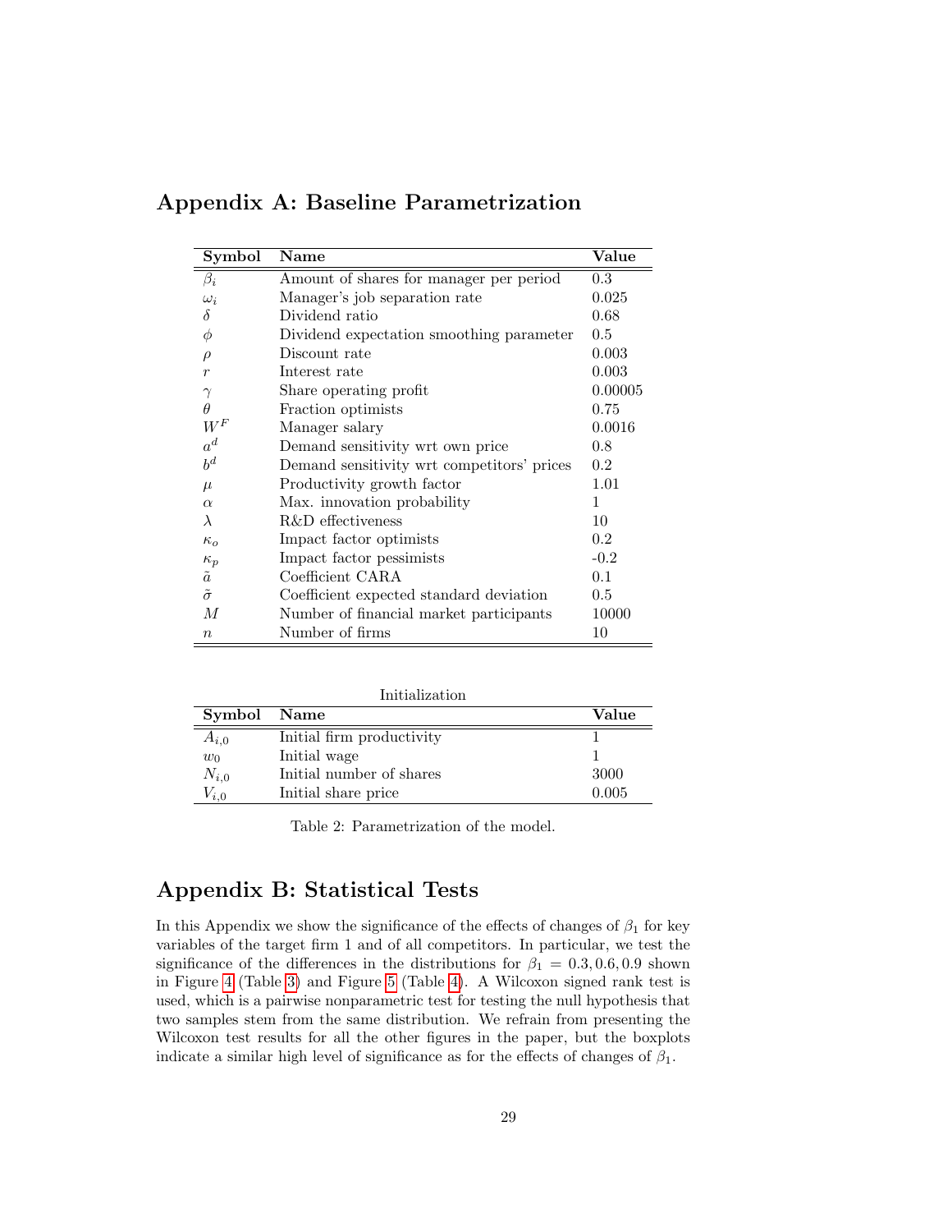## Appendix A: Baseline Parametrization

| Symbol | Name | Value |
|---|---|---|
| $\beta_i$ | Amount of shares for manager per period | 0.3 |
| $\omega_i$ | Manager's job separation rate | 0.025 |
| $\delta$ | Dividend ratio | 0.68 |
| $\phi$ | Dividend expectation smoothing parameter | 0.5 |
| $\rho$ | Discount rate | 0.003 |
| $r$ | Interest rate | 0.003 |
| $\gamma$ | Share operating profit | 0.00005 |
| $\theta$ | Fraction optimists | 0.75 |
| $W^F$ | Manager salary | 0.0016 |
| $a^d$ | Demand sensitivity wrt own price | 0.8 |
| $b^d$ | Demand sensitivity wrt competitors' prices | 0.2 |
| $\mu$ | Productivity growth factor | 1.01 |
| $\alpha$ | Max. innovation probability | 1 |
| $\lambda$ | R&D effectiveness | 10 |
| $\kappa_o$ | Impact factor optimists | 0.2 |
| $\kappa_p$ | Impact factor pessimists | -0.2 |
| $\tilde{a}$ | Coefficient CARA | 0.1 |
| $\tilde{\sigma}$ | Coefficient expected standard deviation | 0.5 |
| $M$ | Number of financial market participants | 10000 |
| $n$ | Number of firms | 10 |

Initialization

| Symbol | Name | Value |
|---|---|---|
| $A_{i,0}$ | Initial firm productivity | 1 |
| $w_0$ | Initial wage | 1 |
| $N_{i,0}$ | Initial number of shares | 3000 |
| $V_{i,0}$ | Initial share price | 0.005 |

Table 2: Parametrization of the model.

## Appendix B: Statistical Tests

In this Appendix we show the significance of the effects of changes of $\beta_1$ for key variables of the target firm 1 and of all competitors. In particular, we test the significance of the differences in the distributions for $\beta_1 = 0.3, 0.6, 0.9$ shown in Figure 4 (Table 3) and Figure 5 (Table 4). A Wilcoxon signed rank test is used, which is a pairwise nonparametric test for testing the null hypothesis that two samples stem from the same distribution. We refrain from presenting the Wilcoxon test results for all the other figures in the paper, but the boxplots indicate a similar high level of significance as for the effects of changes of $\beta_1$.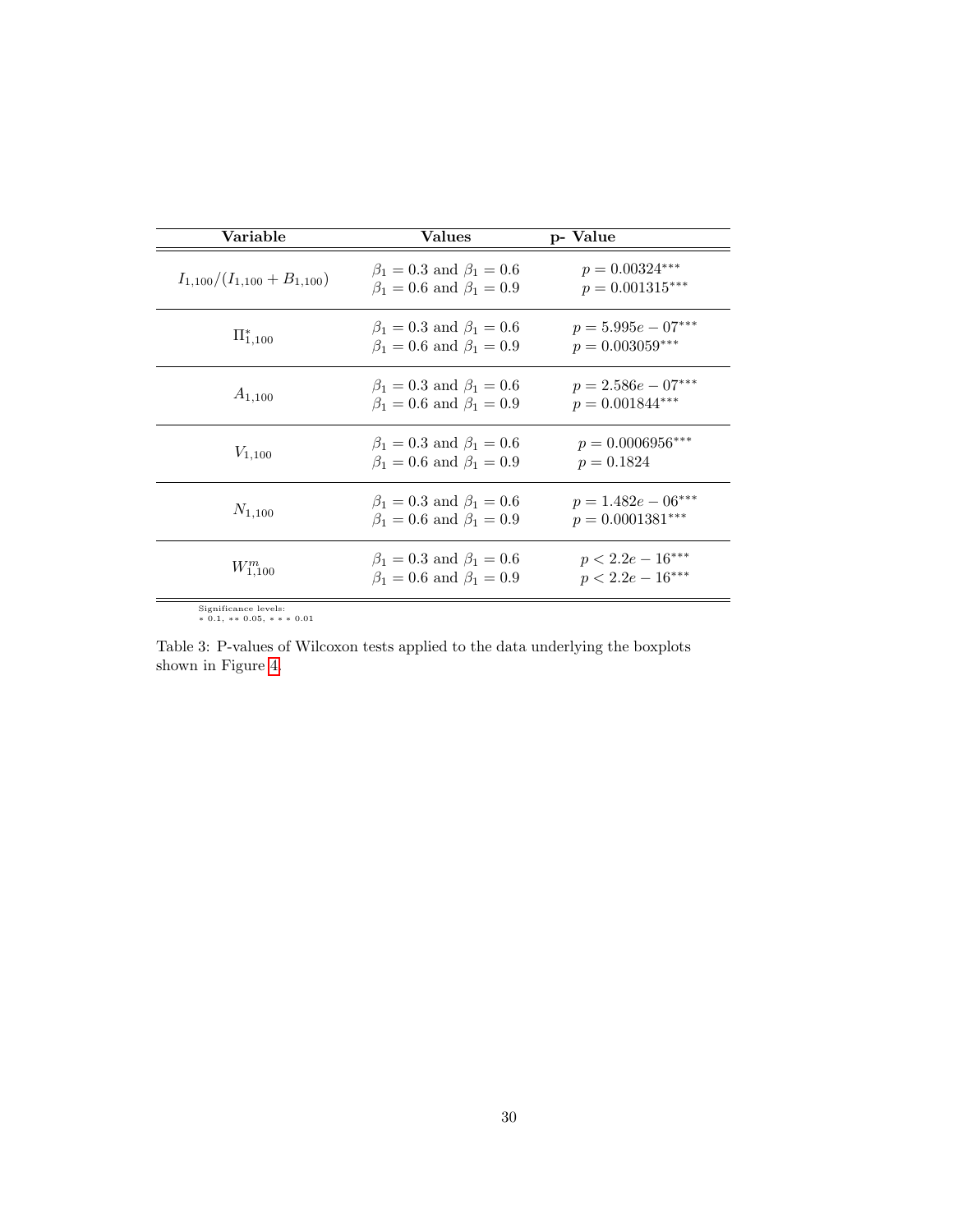| Variable | Values | p- Value |
|---|---|---|
| $I_{1,100}/(I_{1,100}+B_{1,100})$ | $\beta_1 = 0.3$ and $\beta_1 = 0.6$ | $p = 0.00324^{***}$ |
| | $\beta_1 = 0.6$ and $\beta_1 = 0.9$ | $p = 0.001315^{***}$ |
| $\Pi^*_{1,100}$ | $\beta_1 = 0.3$ and $\beta_1 = 0.6$ | $p = 5.995e-07^{***}$ |
| | $\beta_1 = 0.6$ and $\beta_1 = 0.9$ | $p = 0.003059^{***}$ |
| $A_{1,100}$ | $\beta_1 = 0.3$ and $\beta_1 = 0.6$ | $p = 2.586e-07^{***}$ |
| | $\beta_1 = 0.6$ and $\beta_1 = 0.9$ | $p = 0.001844^{***}$ |
| $V_{1,100}$ | $\beta_1 = 0.3$ and $\beta_1 = 0.6$ | $p = 0.0006956^{***}$ |
| | $\beta_1 = 0.6$ and $\beta_1 = 0.9$ | $p = 0.1824$ |
| $N_{1,100}$ | $\beta_1 = 0.3$ and $\beta_1 = 0.6$ | $p = 1.482e-06^{***}$ |
| | $\beta_1 = 0.6$ and $\beta_1 = 0.9$ | $p = 0.0001381^{***}$ |
| $W^m_{1,100}$ | $\beta_1 = 0.3$ and $\beta_1 = 0.6$ | $p < 2.2e-16^{***}$ |
| | $\beta_1 = 0.6$ and $\beta_1 = 0.9$ | $p < 2.2e-16^{***}$ |

Significance levels:
* 0.1, ** 0.05, * * * 0.01

Table 3: P-values of Wilcoxon tests applied to the data underlying the boxplots shown in Figure 4.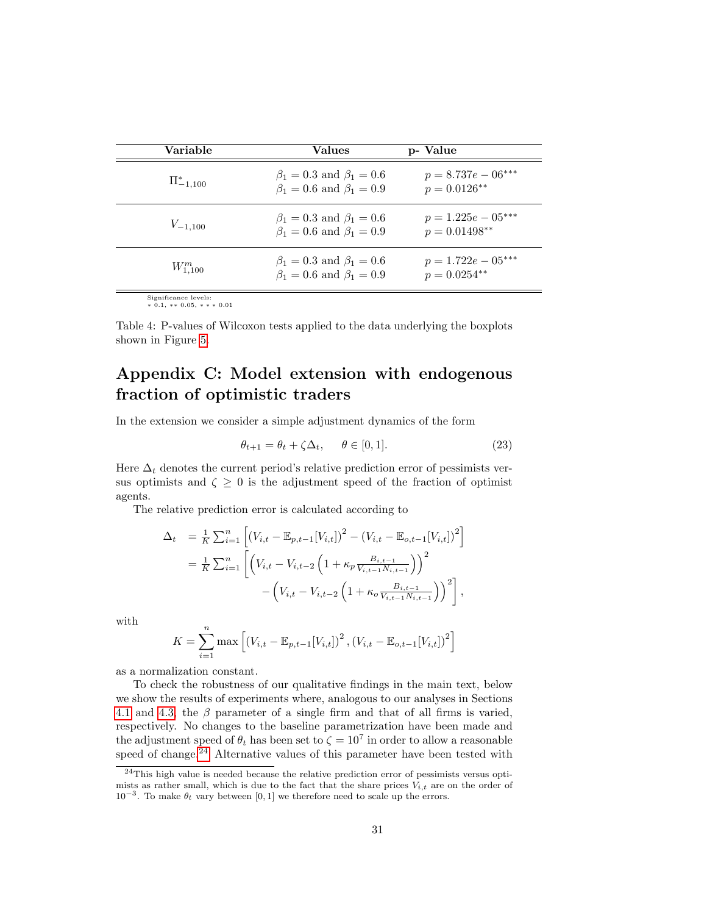| Variable | Values | p- Value |
|---|---|---|
| $\Pi^*_{-1,100}$ | $\beta_1 = 0.3$ and $\beta_1 = 0.6$<br>$\beta_1 = 0.6$ and $\beta_1 = 0.9$ | $p = 8.737e-06^{***}$<br>$p = 0.0126^{**}$ |
| $V_{-1,100}$ | $\beta_1 = 0.3$ and $\beta_1 = 0.6$<br>$\beta_1 = 0.6$ and $\beta_1 = 0.9$ | $p = 1.225e-05^{***}$<br>$p = 0.01498^{**}$ |
| $W^m_{1,100}$ | $\beta_1 = 0.3$ and $\beta_1 = 0.6$<br>$\beta_1 = 0.6$ and $\beta_1 = 0.9$ | $p = 1.722e-05^{***}$<br>$p = 0.0254^{**}$ |

Significance levels:
$*$ 0.1, $**$ 0.05, $***$ 0.01

Table 4: P-values of Wilcoxon tests applied to the data underlying the boxplots shown in Figure 5.

# Appendix C: Model extension with endogenous fraction of optimistic traders

In the extension we consider a simple adjustment dynamics of the form

$$\theta_{t+1} = \theta_t + \zeta \Delta_t, \qquad \theta \in [0, 1]. \tag{23}$$

Here $\Delta_t$ denotes the current period's relative prediction error of pessimists versus optimists and $\zeta \geq 0$ is the adjustment speed of the fraction of optimist agents.

The relative prediction error is calculated according to

$$\begin{aligned}
\Delta_t &= \frac{1}{K} \sum_{i=1}^{n} \left[ \left(V_{i,t} - \mathbb{E}_{p,t-1}[V_{i,t}]\right)^2 - \left(V_{i,t} - \mathbb{E}_{o,t-1}[V_{i,t}]\right)^2 \right] \\
&= \frac{1}{K} \sum_{i=1}^{n} \left[ \left( V_{i,t} - V_{i,t-2} \left( 1 + \kappa_p \frac{B_{i,t-1}}{V_{i,t-1} N_{i,t-1}} \right) \right)^2 \right. \\
&\qquad \left. - \left( V_{i,t} - V_{i,t-2} \left( 1 + \kappa_o \frac{B_{i,t-1}}{V_{i,t-1} N_{i,t-1}} \right) \right)^2 \right],
\end{aligned}$$

with

$$K = \sum_{i=1}^{n} \max \left[ \left(V_{i,t} - \mathbb{E}_{p,t-1}[V_{i,t}]\right)^2, \left(V_{i,t} - \mathbb{E}_{o,t-1}[V_{i,t}]\right)^2 \right]$$

as a normalization constant.

To check the robustness of our qualitative findings in the main text, below we show the results of experiments where, analogous to our analyses in Sections 4.1 and 4.3, the $\beta$ parameter of a single firm and that of all firms is varied, respectively. No changes to the baseline parametrization have been made and the adjustment speed of $\theta_t$ has been set to $\zeta = 10^7$ in order to allow a reasonable speed of change.[24] Alternative values of this parameter have been tested with

[24] This high value is needed because the relative prediction error of pessimists versus optimists as rather small, which is due to the fact that the share prices $V_{i,t}$ are on the order of $10^{-3}$. To make $\theta_t$ vary between $[0, 1]$ we therefore need to scale up the errors.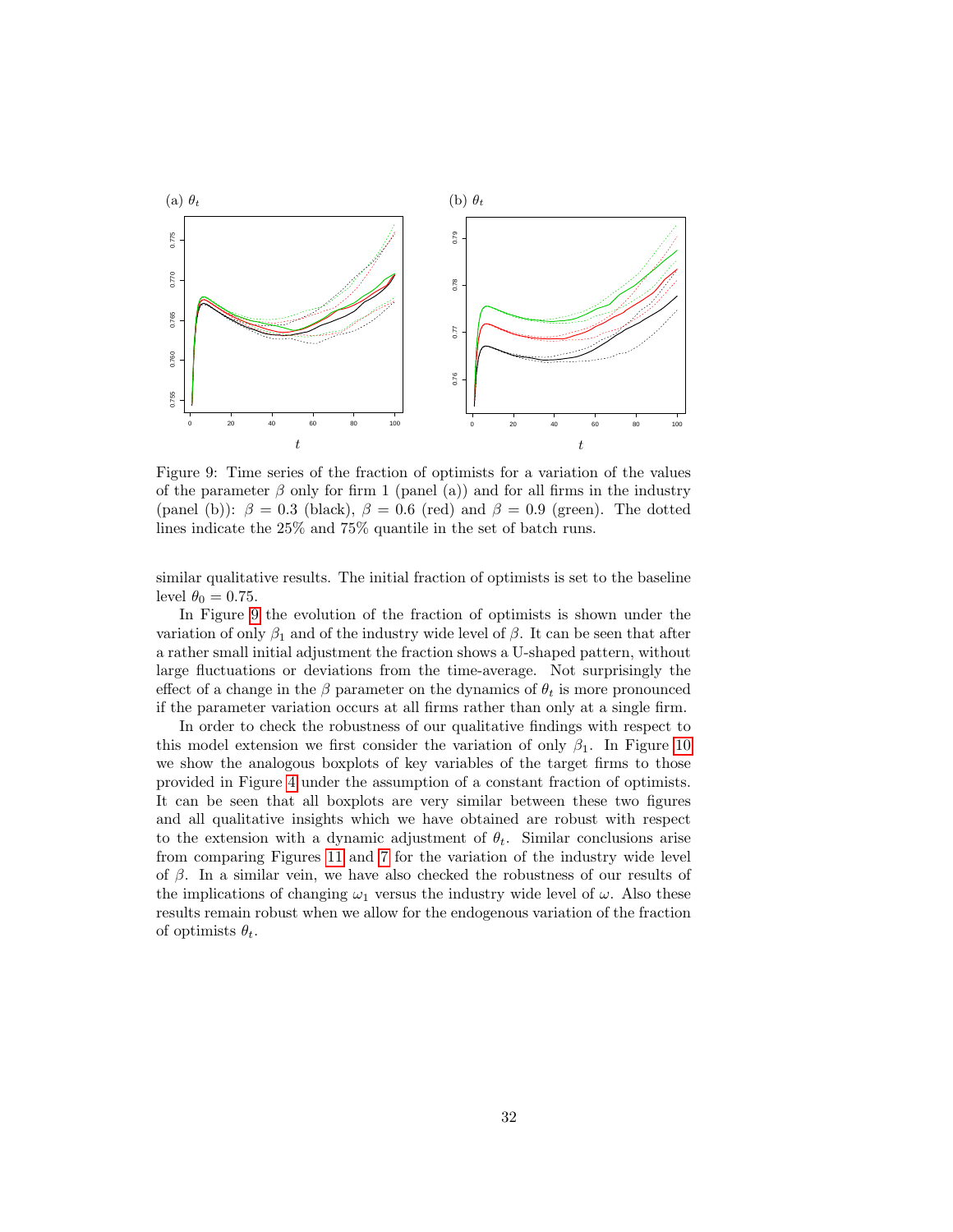Figure 9: Time series of the fraction of optimists for a variation of the values of the parameter $\beta$ only for firm 1 (panel (a)) and for all firms in the industry (panel (b)): $\beta = 0.3$ (black), $\beta = 0.6$ (red) and $\beta = 0.9$ (green). The dotted lines indicate the 25% and 75% quantile in the set of batch runs.

similar qualitative results. The initial fraction of optimists is set to the baseline level $\theta_0 = 0.75$.

In Figure 9 the evolution of the fraction of optimists is shown under the variation of only $\beta_1$ and of the industry wide level of $\beta$. It can be seen that after a rather small initial adjustment the fraction shows a U-shaped pattern, without large fluctuations or deviations from the time-average. Not surprisingly the effect of a change in the $\beta$ parameter on the dynamics of $\theta_t$ is more pronounced if the parameter variation occurs at all firms rather than only at a single firm.

In order to check the robustness of our qualitative findings with respect to this model extension we first consider the variation of only $\beta_1$. In Figure 10 we show the analogous boxplots of key variables of the target firms to those provided in Figure 4 under the assumption of a constant fraction of optimists. It can be seen that all boxplots are very similar between these two figures and all qualitative insights which we have obtained are robust with respect to the extension with a dynamic adjustment of $\theta_t$. Similar conclusions arise from comparing Figures 11 and 7 for the variation of the industry wide level of $\beta$. In a similar vein, we have also checked the robustness of our results of the implications of changing $\omega_1$ versus the industry wide level of $\omega$. Also these results remain robust when we allow for the endogenous variation of the fraction of optimists $\theta_t$.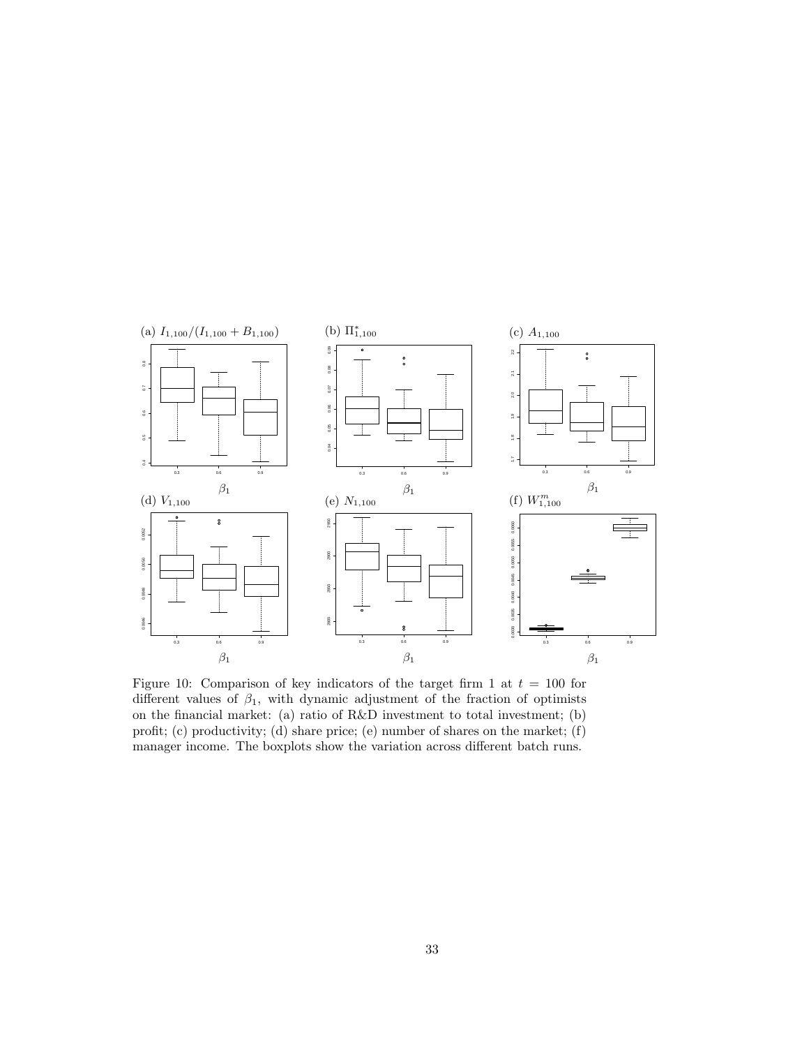Figure 10: Comparison of key indicators of the target firm 1 at $t = 100$ for different values of $\beta_1$, with dynamic adjustment of the fraction of optimists on the financial market: (a) ratio of R&D investment to total investment; (b) profit; (c) productivity; (d) share price; (e) number of shares on the market; (f) manager income. The boxplots show the variation across different batch runs.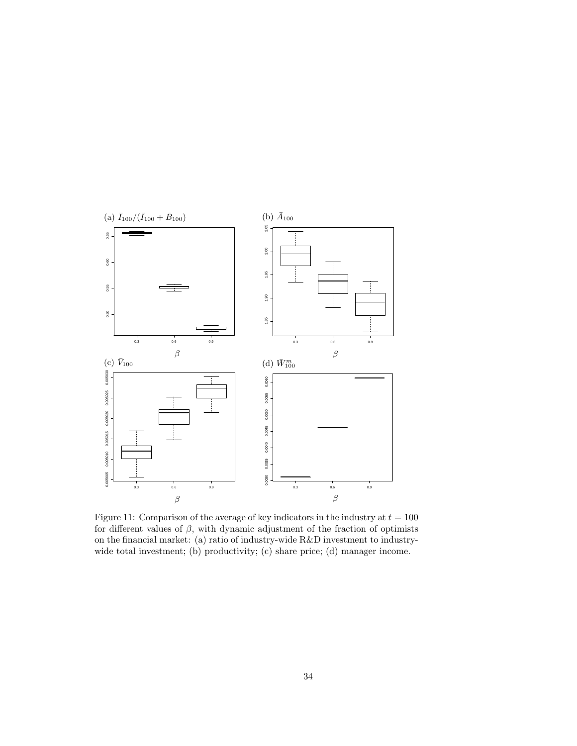Figure 11: Comparison of the average of key indicators in the industry at $t = 100$ for different values of $\beta$, with dynamic adjustment of the fraction of optimists on the financial market: (a) ratio of industry-wide R&D investment to industry-wide total investment; (b) productivity; (c) share price; (d) manager income.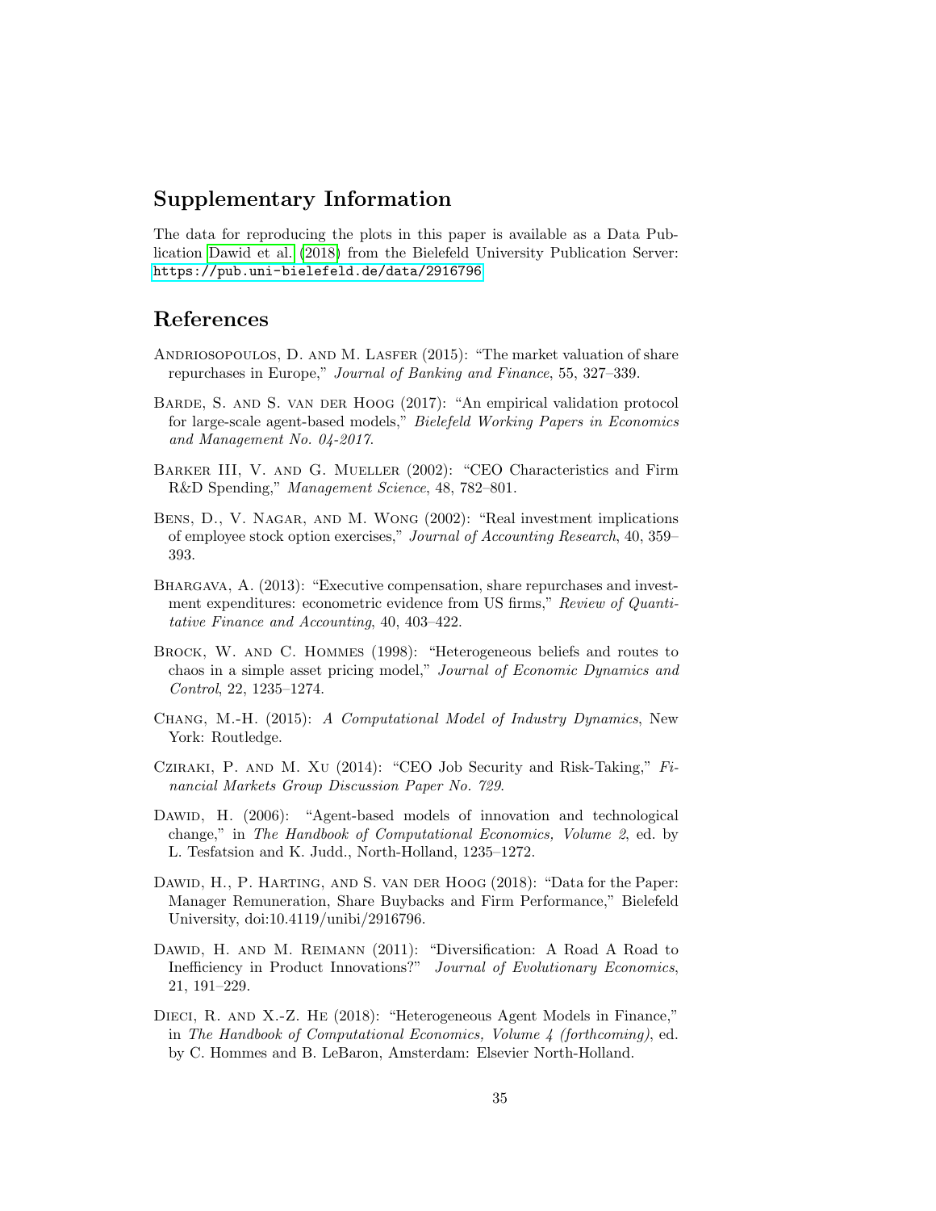## Supplementary Information

The data for reproducing the plots in this paper is available as a Data Publication Dawid et al. (2018) from the Bielefeld University Publication Server: https://pub.uni-bielefeld.de/data/2916796

## References

Andriosopoulos, D. and M. Lasfer (2015): "The market valuation of share repurchases in Europe," *Journal of Banking and Finance*, 55, 327–339.

Barde, S. and S. van der Hoog (2017): "An empirical validation protocol for large-scale agent-based models," *Bielefeld Working Papers in Economics and Management No. 04-2017*.

Barker III, V. and G. Mueller (2002): "CEO Characteristics and Firm R&D Spending," *Management Science*, 48, 782–801.

Bens, D., V. Nagar, and M. Wong (2002): "Real investment implications of employee stock option exercises," *Journal of Accounting Research*, 40, 359–393.

Bhargava, A. (2013): "Executive compensation, share repurchases and investment expenditures: econometric evidence from US firms," *Review of Quantitative Finance and Accounting*, 40, 403–422.

Brock, W. and C. Hommes (1998): "Heterogeneous beliefs and routes to chaos in a simple asset pricing model," *Journal of Economic Dynamics and Control*, 22, 1235–1274.

Chang, M.-H. (2015): *A Computational Model of Industry Dynamics*, New York: Routledge.

Cziraki, P. and M. Xu (2014): "CEO Job Security and Risk-Taking," *Financial Markets Group Discussion Paper No. 729*.

Dawid, H. (2006): "Agent-based models of innovation and technological change," in *The Handbook of Computational Economics, Volume 2*, ed. by L. Tesfatsion and K. Judd., North-Holland, 1235–1272.

Dawid, H., P. Harting, and S. van der Hoog (2018): "Data for the Paper: Manager Remuneration, Share Buybacks and Firm Performance," Bielefeld University, doi:10.4119/unibi/2916796.

Dawid, H. and M. Reimann (2011): "Diversification: A Road A Road to Inefficiency in Product Innovations?" *Journal of Evolutionary Economics*, 21, 191–229.

Dieci, R. and X.-Z. He (2018): "Heterogeneous Agent Models in Finance," in *The Handbook of Computational Economics, Volume 4 (forthcoming)*, ed. by C. Hommes and B. LeBaron, Amsterdam: Elsevier North-Holland.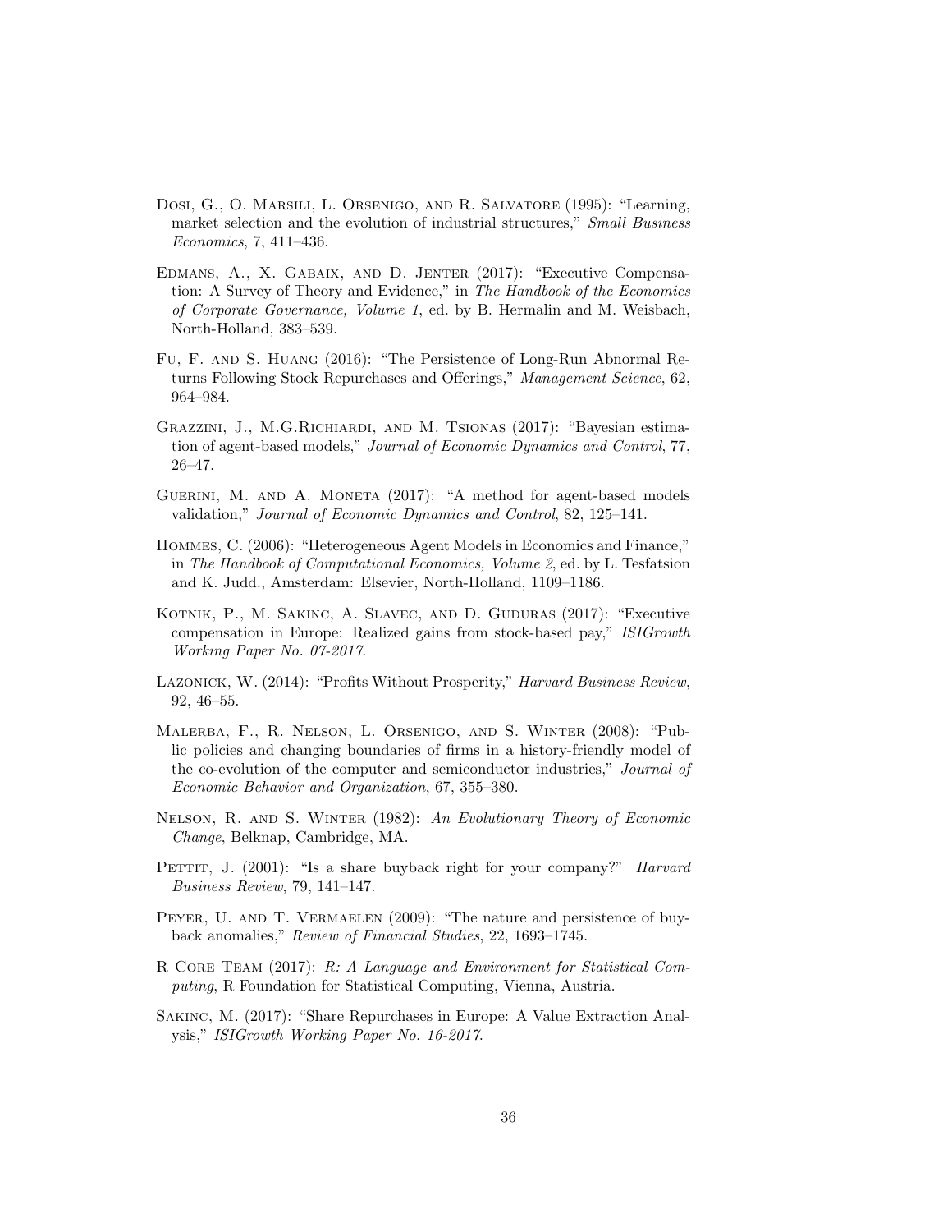Dosi, G., O. Marsili, L. Orsenigo, and R. Salvatore (1995): "Learning, market selection and the evolution of industrial structures," *Small Business Economics*, 7, 411–436.

Edmans, A., X. Gabaix, and D. Jenter (2017): "Executive Compensation: A Survey of Theory and Evidence," in *The Handbook of the Economics of Corporate Governance, Volume 1*, ed. by B. Hermalin and M. Weisbach, North-Holland, 383–539.

Fu, F. and S. Huang (2016): "The Persistence of Long-Run Abnormal Returns Following Stock Repurchases and Offerings," *Management Science*, 62, 964–984.

Grazzini, J., M.G.Richiardi, and M. Tsionas (2017): "Bayesian estimation of agent-based models," *Journal of Economic Dynamics and Control*, 77, 26–47.

Guerini, M. and A. Moneta (2017): "A method for agent-based models validation," *Journal of Economic Dynamics and Control*, 82, 125–141.

Hommes, C. (2006): "Heterogeneous Agent Models in Economics and Finance," in *The Handbook of Computational Economics, Volume 2*, ed. by L. Tesfatsion and K. Judd., Amsterdam: Elsevier, North-Holland, 1109–1186.

Kotnik, P., M. Sakinc, A. Slavec, and D. Guduras (2017): "Executive compensation in Europe: Realized gains from stock-based pay," *ISIGrowth Working Paper No. 07-2017*.

Lazonick, W. (2014): "Profits Without Prosperity," *Harvard Business Review*, 92, 46–55.

Malerba, F., R. Nelson, L. Orsenigo, and S. Winter (2008): "Public policies and changing boundaries of firms in a history-friendly model of the co-evolution of the computer and semiconductor industries," *Journal of Economic Behavior and Organization*, 67, 355–380.

Nelson, R. and S. Winter (1982): *An Evolutionary Theory of Economic Change*, Belknap, Cambridge, MA.

Pettit, J. (2001): "Is a share buyback right for your company?" *Harvard Business Review*, 79, 141–147.

Peyer, U. and T. Vermaelen (2009): "The nature and persistence of buyback anomalies," *Review of Financial Studies*, 22, 1693–1745.

R Core Team (2017): *R: A Language and Environment for Statistical Computing*, R Foundation for Statistical Computing, Vienna, Austria.

Sakinc, M. (2017): "Share Repurchases in Europe: A Value Extraction Analysis," *ISIGrowth Working Paper No. 16-2017*.